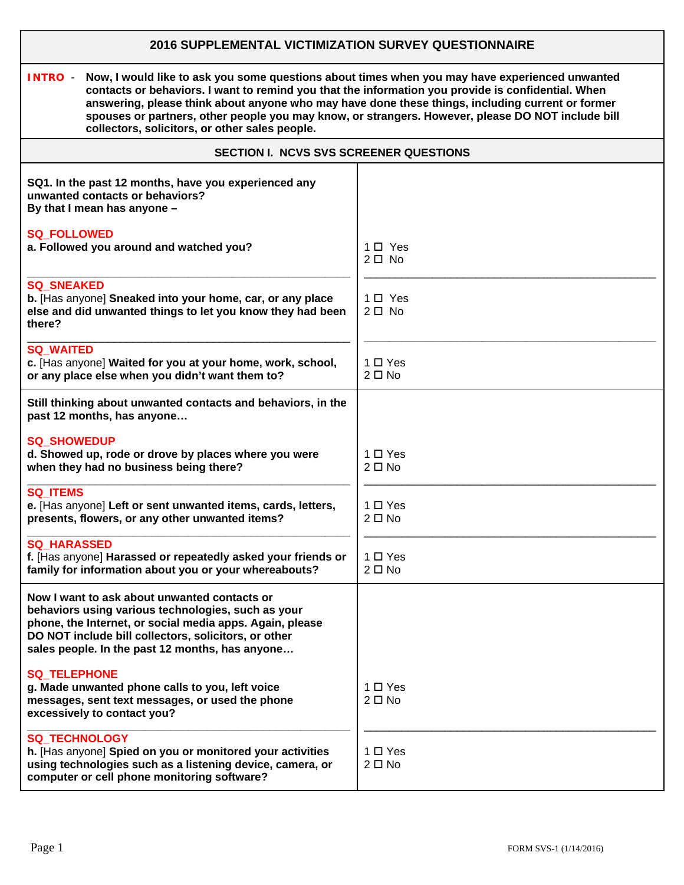# 2016 SUPPLEMENTAL VICTIMIZATION SURVEY QUESTIONNAIRE

**INTRO** - **Now, I would like to ask you some questions about times when you may have experienced unwanted contacts or behaviors. I want to remind you that the information you provide is confidential. When answering, please think about anyone who may have done these things, including current or former spouses or partners, other people you may know, or strangers. However, please DO NOT include bill collectors, solicitors, or other sales people.**

## SECTION I. NCVS SVS SCREENER QUESTIONS

| Question | Response |
| --- | --- |
| **SQ1. In the past 12 months, have you experienced any unwanted contacts or behaviors?** <br> **By that I mean has anyone –** | |
| SQ_FOLLOWED <br> **a. Followed you around and watched you?** | 1 ☐ Yes <br> 2 ☐ No |
| SQ_SNEAKED <br> **b.** [Has anyone] **Sneaked into your home, car, or any place else and did unwanted things to let you know they had been there?** | 1 ☐ Yes <br> 2 ☐ No |
| SQ_WAITED <br> **c.** [Has anyone] **Waited for you at your home, work, school, or any place else when you didn't want them to?** | 1 ☐ Yes <br> 2 ☐ No |
| **Still thinking about unwanted contacts and behaviors, in the past 12 months, has anyone…** | |
| SQ_SHOWEDUP <br> **d. Showed up, rode or drove by places where you were when they had no business being there?** | 1 ☐ Yes <br> 2 ☐ No |
| SQ_ITEMS <br> **e.** [Has anyone] **Left or sent unwanted items, cards, letters, presents, flowers, or any other unwanted items?** | 1 ☐ Yes <br> 2 ☐ No |
| SQ_HARASSED <br> **f.** [Has anyone] **Harassed or repeatedly asked your friends or family for information about you or your whereabouts?** | 1 ☐ Yes <br> 2 ☐ No |
| **Now I want to ask about unwanted contacts or behaviors using various technologies, such as your phone, the Internet, or social media apps. Again, please DO NOT include bill collectors, solicitors, or other sales people. In the past 12 months, has anyone…** | |
| SQ_TELEPHONE <br> **g. Made unwanted phone calls to you, left voice messages, sent text messages, or used the phone excessively to contact you?** | 1 ☐ Yes <br> 2 ☐ No |
| SQ_TECHNOLOGY <br> **h.** [Has anyone] **Spied on you or monitored your activities using technologies such as a listening device, camera, or computer or cell phone monitoring software?** | 1 ☐ Yes <br> 2 ☐ No |

FORM SVS-1 (1/14/2016)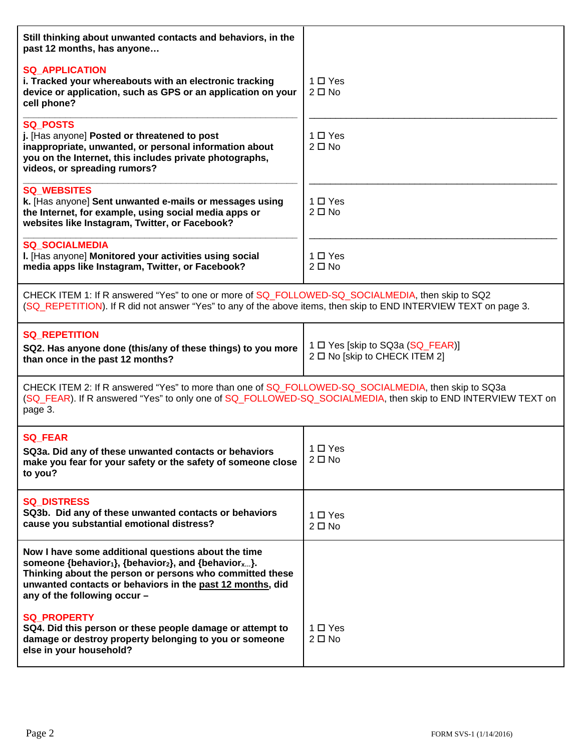| | |
|---|---|
| **Still thinking about unwanted contacts and behaviors, in the past 12 months, has anyone…** | |
| SQ_APPLICATION<br>**i. Tracked your whereabouts with an electronic tracking device or application, such as GPS or an application on your cell phone?** | 1 ☐ Yes<br>2 ☐ No |
| SQ_POSTS<br>**j.** [Has anyone] **Posted or threatened to post inappropriate, unwanted, or personal information about you on the Internet, this includes private photographs, videos, or spreading rumors?** | 1 ☐ Yes<br>2 ☐ No |
| SQ_WEBSITES<br>**k.** [Has anyone] **Sent unwanted e-mails or messages using the Internet, for example, using social media apps or websites like Instagram, Twitter, or Facebook?** | 1 ☐ Yes<br>2 ☐ No |
| SQ_SOCIALMEDIA<br>**l.** [Has anyone] **Monitored your activities using social media apps like Instagram, Twitter, or Facebook?** | 1 ☐ Yes<br>2 ☐ No |

CHECK ITEM 1: If R answered "Yes" to one or more of SQ_FOLLOWED-SQ_SOCIALMEDIA, then skip to SQ2 (SQ_REPETITION). If R did not answer "Yes" to any of the above items, then skip to END INTERVIEW TEXT on page 3.

| | |
|---|---|
| SQ_REPETITION<br>**SQ2. Has anyone done (this/any of these things) to you more than once in the past 12 months?** | 1 ☐ Yes [skip to SQ3a (SQ_FEAR)]<br>2 ☐ No [skip to CHECK ITEM 2] |

CHECK ITEM 2: If R answered "Yes" to more than one of SQ_FOLLOWED-SQ_SOCIALMEDIA, then skip to SQ3a (SQ_FEAR). If R answered "Yes" to only one of SQ_FOLLOWED-SQ_SOCIALMEDIA, then skip to END INTERVIEW TEXT on page 3.

| | |
|---|---|
| SQ_FEAR<br>**SQ3a. Did any of these unwanted contacts or behaviors make you fear for your safety or the safety of someone close to you?** | 1 ☐ Yes<br>2 ☐ No |
| SQ_DISTRESS<br>**SQ3b. Did any of these unwanted contacts or behaviors cause you substantial emotional distress?** | 1 ☐ Yes<br>2 ☐ No |
| **Now I have some additional questions about the time someone {behavior$_1$}, {behavior$_2$}, and {behavior$_{x\ldots}$}. Thinking about the person or persons who committed these unwanted contacts or behaviors in the past 12 months, did any of the following occur –** | |
| SQ_PROPERTY<br>**SQ4. Did this person or these people damage or attempt to damage or destroy property belonging to you or someone else in your household?** | 1 ☐ Yes<br>2 ☐ No |

FORM SVS-1 (1/14/2016)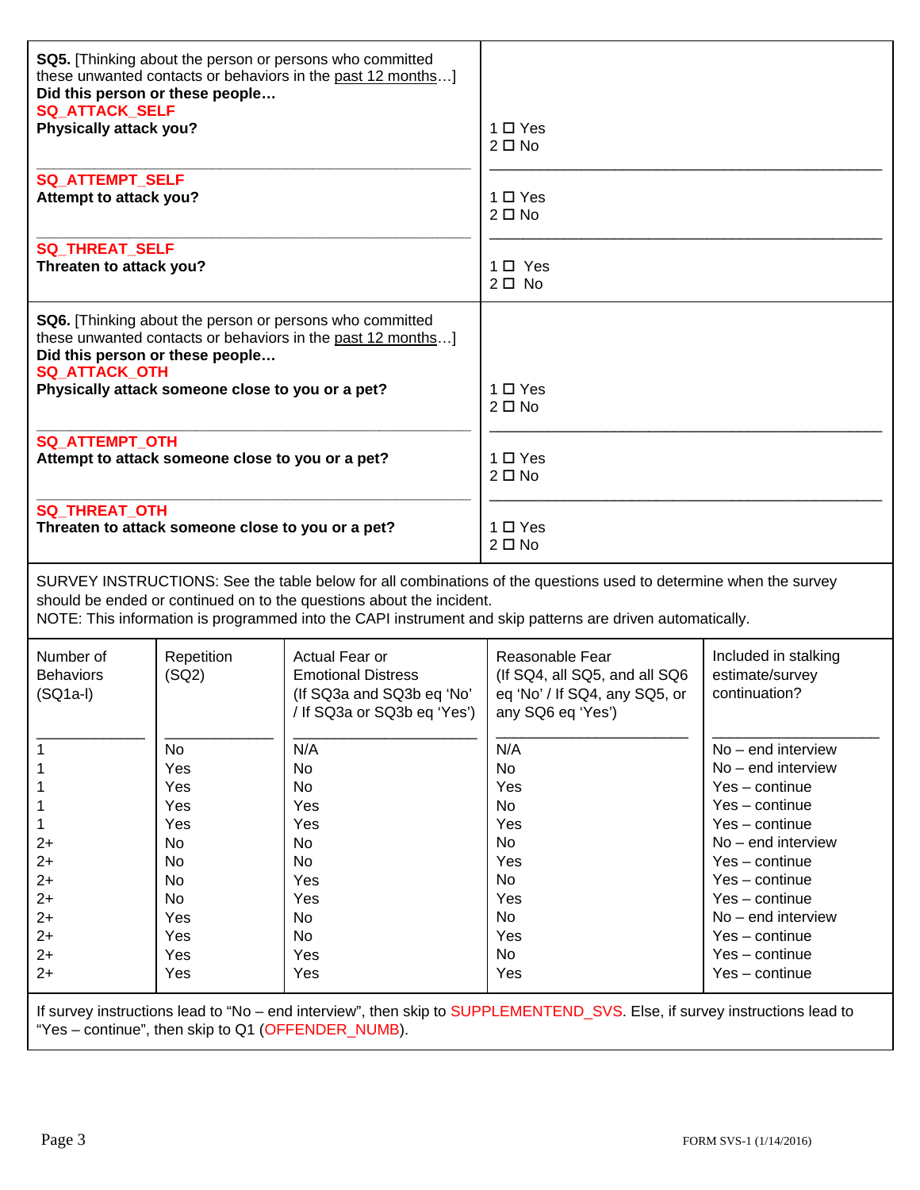**SQ5.** [Thinking about the person or persons who committed these unwanted contacts or behaviors in the past 12 months…]
**Did this person or these people…**

**SQ_ATTACK_SELF**
**Physically attack you?**

1 ☐ Yes
2 ☐ No

**SQ_ATTEMPT_SELF**
**Attempt to attack you?**

1 ☐ Yes
2 ☐ No

**SQ_THREAT_SELF**
**Threaten to attack you?**

1 ☐ Yes
2 ☐ No

**SQ6.** [Thinking about the person or persons who committed these unwanted contacts or behaviors in the past 12 months…]
**Did this person or these people…**

**SQ_ATTACK_OTH**
**Physically attack someone close to you or a pet?**

1 ☐ Yes
2 ☐ No

**SQ_ATTEMPT_OTH**
**Attempt to attack someone close to you or a pet?**

1 ☐ Yes
2 ☐ No

**SQ_THREAT_OTH**
**Threaten to attack someone close to you or a pet?**

1 ☐ Yes
2 ☐ No

SURVEY INSTRUCTIONS: See the table below for all combinations of the questions used to determine when the survey should be ended or continued on to the questions about the incident.
NOTE: This information is programmed into the CAPI instrument and skip patterns are driven automatically.

| Number of Behaviors (SQ1a-l) | Repetition (SQ2) | Actual Fear or Emotional Distress (If SQ3a and SQ3b eq 'No' / If SQ3a or SQ3b eq 'Yes') | Reasonable Fear (If SQ4, all SQ5, and all SQ6 eq 'No' / If SQ4, any SQ5, or any SQ6 eq 'Yes') | Included in stalking estimate/survey continuation? |
|---|---|---|---|---|
| 1 | No | N/A | N/A | No – end interview |
| 1 | Yes | No | No | No – end interview |
| 1 | Yes | No | Yes | Yes – continue |
| 1 | Yes | Yes | No | Yes – continue |
| 1 | Yes | Yes | Yes | Yes – continue |
| 2+ | No | No | No | No – end interview |
| 2+ | No | No | Yes | Yes – continue |
| 2+ | No | Yes | No | Yes – continue |
| 2+ | No | Yes | Yes | Yes – continue |
| 2+ | Yes | No | No | No – end interview |
| 2+ | Yes | No | Yes | Yes – continue |
| 2+ | Yes | Yes | No | Yes – continue |
| 2+ | Yes | Yes | Yes | Yes – continue |

If survey instructions lead to "No – end interview", then skip to SUPPLEMENTEND_SVS. Else, if survey instructions lead to "Yes – continue", then skip to Q1 (OFFENDER_NUMB).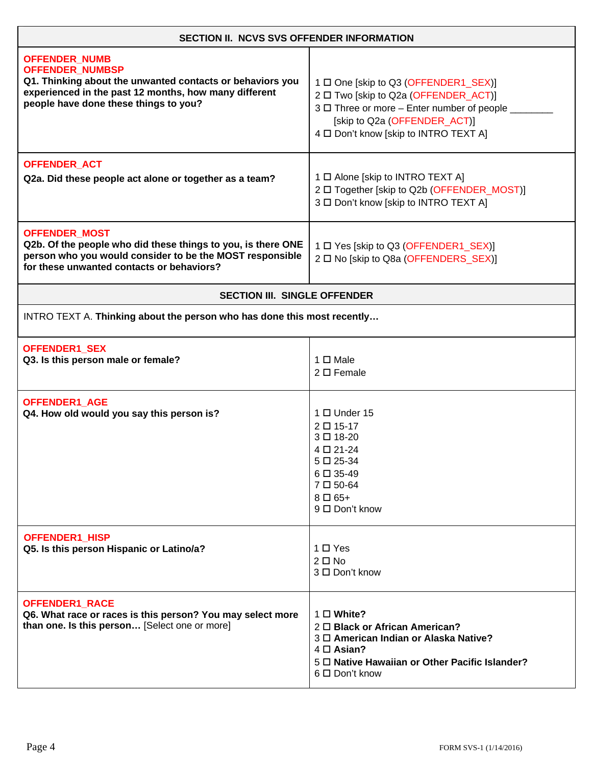| SECTION II. NCVS SVS OFFENDER INFORMATION | |
|---|---|
| OFFENDER_NUMB<br>OFFENDER_NUMBSP<br>**Q1. Thinking about the unwanted contacts or behaviors you experienced in the past 12 months, how many different people have done these things to you?** | 1 ☐ One [skip to Q3 (OFFENDER1_SEX)]<br>2 ☐ Two [skip to Q2a (OFFENDER_ACT)]<br>3 ☐ Three or more – Enter number of people ________ [skip to Q2a (OFFENDER_ACT)]<br>4 ☐ Don't know [skip to INTRO TEXT A] |
| OFFENDER_ACT<br>**Q2a. Did these people act alone or together as a team?** | 1 ☐ Alone [skip to INTRO TEXT A]<br>2 ☐ Together [skip to Q2b (OFFENDER_MOST)]<br>3 ☐ Don't know [skip to INTRO TEXT A] |
| OFFENDER_MOST<br>**Q2b. Of the people who did these things to you, is there ONE person who you would consider to be the MOST responsible for these unwanted contacts or behaviors?** | 1 ☐ Yes [skip to Q3 (OFFENDER1_SEX)]<br>2 ☐ No [skip to Q8a (OFFENDERS_SEX)] |

| SECTION III. SINGLE OFFENDER | |
|---|---|
| INTRO TEXT A. **Thinking about the person who has done this most recently…** | |
| OFFENDER1_SEX<br>**Q3. Is this person male or female?** | 1 ☐ Male<br>2 ☐ Female |
| OFFENDER1_AGE<br>**Q4. How old would you say this person is?** | 1 ☐ Under 15<br>2 ☐ 15-17<br>3 ☐ 18-20<br>4 ☐ 21-24<br>5 ☐ 25-34<br>6 ☐ 35-49<br>7 ☐ 50-64<br>8 ☐ 65+<br>9 ☐ Don't know |
| OFFENDER1_HISP<br>**Q5. Is this person Hispanic or Latino/a?** | 1 ☐ Yes<br>2 ☐ No<br>3 ☐ Don't know |
| OFFENDER1_RACE<br>**Q6. What race or races is this person? You may select more than one. Is this person…** [Select one or more] | 1 ☐ **White?**<br>2 ☐ **Black or African American?**<br>3 ☐ **American Indian or Alaska Native?**<br>4 ☐ **Asian?**<br>5 ☐ **Native Hawaiian or Other Pacific Islander?**<br>6 ☐ Don't know |

FORM SVS-1 (1/14/2016)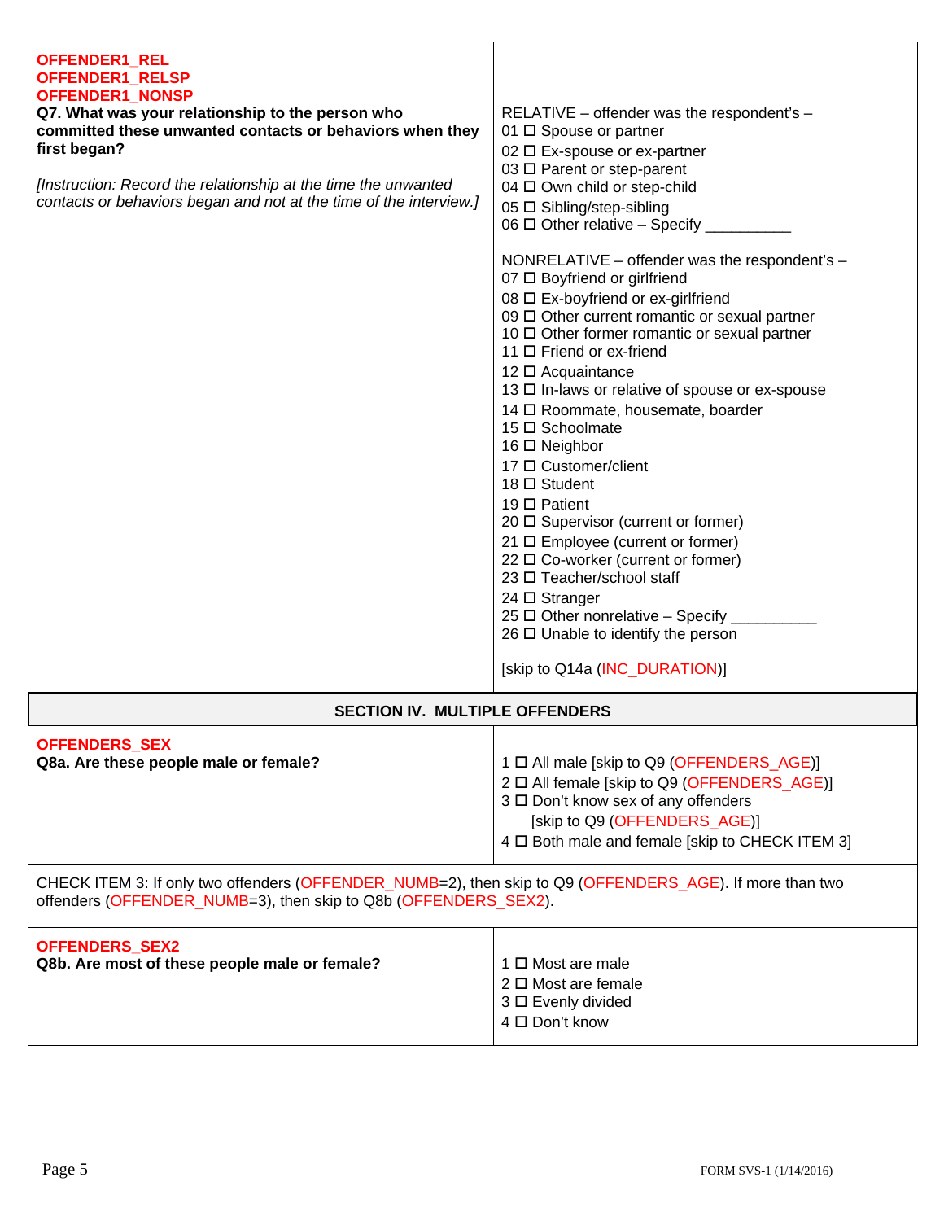**OFFENDER1_REL**
**OFFENDER1_RELSP**
**OFFENDER1_NONSP**
**Q7. What was your relationship to the person who committed these unwanted contacts or behaviors when they first began?**

*[Instruction: Record the relationship at the time the unwanted contacts or behaviors began and not at the time of the interview.]*

RELATIVE – offender was the respondent's –
01 ☐ Spouse or partner
02 ☐ Ex-spouse or ex-partner
03 ☐ Parent or step-parent
04 ☐ Own child or step-child
05 ☐ Sibling/step-sibling
06 ☐ Other relative – Specify __________

NONRELATIVE – offender was the respondent's –
07 ☐ Boyfriend or girlfriend
08 ☐ Ex-boyfriend or ex-girlfriend
09 ☐ Other current romantic or sexual partner
10 ☐ Other former romantic or sexual partner
11 ☐ Friend or ex-friend
12 ☐ Acquaintance
13 ☐ In-laws or relative of spouse or ex-spouse
14 ☐ Roommate, housemate, boarder
15 ☐ Schoolmate
16 ☐ Neighbor
17 ☐ Customer/client
18 ☐ Student
19 ☐ Patient
20 ☐ Supervisor (current or former)
21 ☐ Employee (current or former)
22 ☐ Co-worker (current or former)
23 ☐ Teacher/school staff
24 ☐ Stranger
25 ☐ Other nonrelative – Specify __________
26 ☐ Unable to identify the person

[skip to Q14a (INC_DURATION)]

## SECTION IV. MULTIPLE OFFENDERS

**OFFENDERS_SEX**
**Q8a. Are these people male or female?**

1 ☐ All male [skip to Q9 (OFFENDERS_AGE)]
2 ☐ All female [skip to Q9 (OFFENDERS_AGE)]
3 ☐ Don't know sex of any offenders [skip to Q9 (OFFENDERS_AGE)]
4 ☐ Both male and female [skip to CHECK ITEM 3]

CHECK ITEM 3: If only two offenders (OFFENDER_NUMB=2), then skip to Q9 (OFFENDERS_AGE). If more than two offenders (OFFENDER_NUMB=3), then skip to Q8b (OFFENDERS_SEX2).

**OFFENDERS_SEX2**
**Q8b. Are most of these people male or female?**

1 ☐ Most are male
2 ☐ Most are female
3 ☐ Evenly divided
4 ☐ Don't know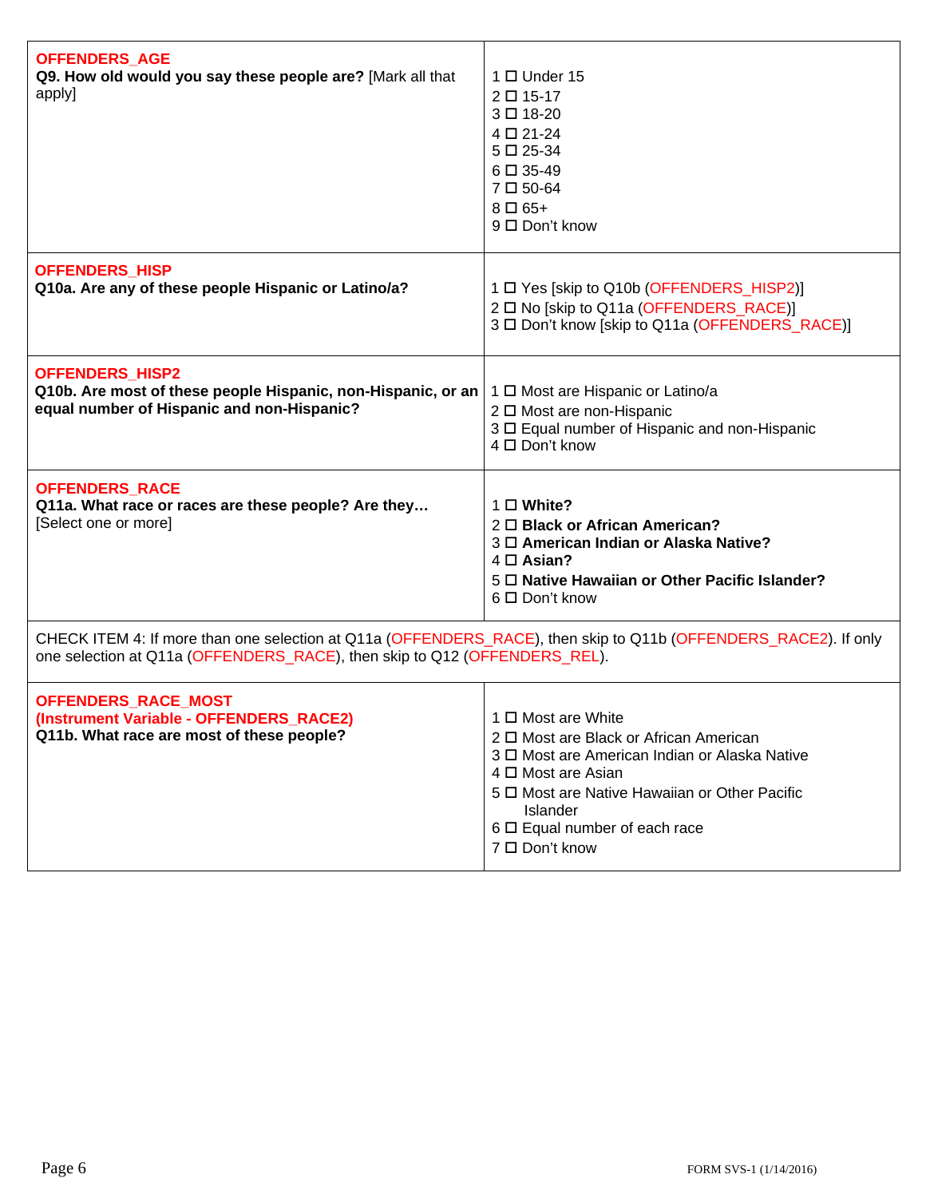| Question | Response options |
|---|---|
| **OFFENDERS_AGE**<br>**Q9. How old would you say these people are?** [Mark all that apply] | 1 ☐ Under 15<br>2 ☐ 15-17<br>3 ☐ 18-20<br>4 ☐ 21-24<br>5 ☐ 25-34<br>6 ☐ 35-49<br>7 ☐ 50-64<br>8 ☐ 65+<br>9 ☐ Don't know |
| **OFFENDERS_HISP**<br>**Q10a. Are any of these people Hispanic or Latino/a?** | 1 ☐ Yes [skip to Q10b (OFFENDERS_HISP2)]<br>2 ☐ No [skip to Q11a (OFFENDERS_RACE)]<br>3 ☐ Don't know [skip to Q11a (OFFENDERS_RACE)] |
| **OFFENDERS_HISP2**<br>**Q10b. Are most of these people Hispanic, non-Hispanic, or an equal number of Hispanic and non-Hispanic?** | 1 ☐ Most are Hispanic or Latino/a<br>2 ☐ Most are non-Hispanic<br>3 ☐ Equal number of Hispanic and non-Hispanic<br>4 ☐ Don't know |
| **OFFENDERS_RACE**<br>**Q11a. What race or races are these people? Are they…** [Select one or more] | 1 ☐ **White?**<br>2 ☐ **Black or African American?**<br>3 ☐ **American Indian or Alaska Native?**<br>4 ☐ **Asian?**<br>5 ☐ **Native Hawaiian or Other Pacific Islander?**<br>6 ☐ Don't know |
| CHECK ITEM 4: If more than one selection at Q11a (OFFENDERS_RACE), then skip to Q11b (OFFENDERS_RACE2). If only one selection at Q11a (OFFENDERS_RACE), then skip to Q12 (OFFENDERS_REL). | |
| **OFFENDERS_RACE_MOST**<br>**(Instrument Variable - OFFENDERS_RACE2)**<br>**Q11b. What race are most of these people?** | 1 ☐ Most are White<br>2 ☐ Most are Black or African American<br>3 ☐ Most are American Indian or Alaska Native<br>4 ☐ Most are Asian<br>5 ☐ Most are Native Hawaiian or Other Pacific Islander<br>6 ☐ Equal number of each race<br>7 ☐ Don't know |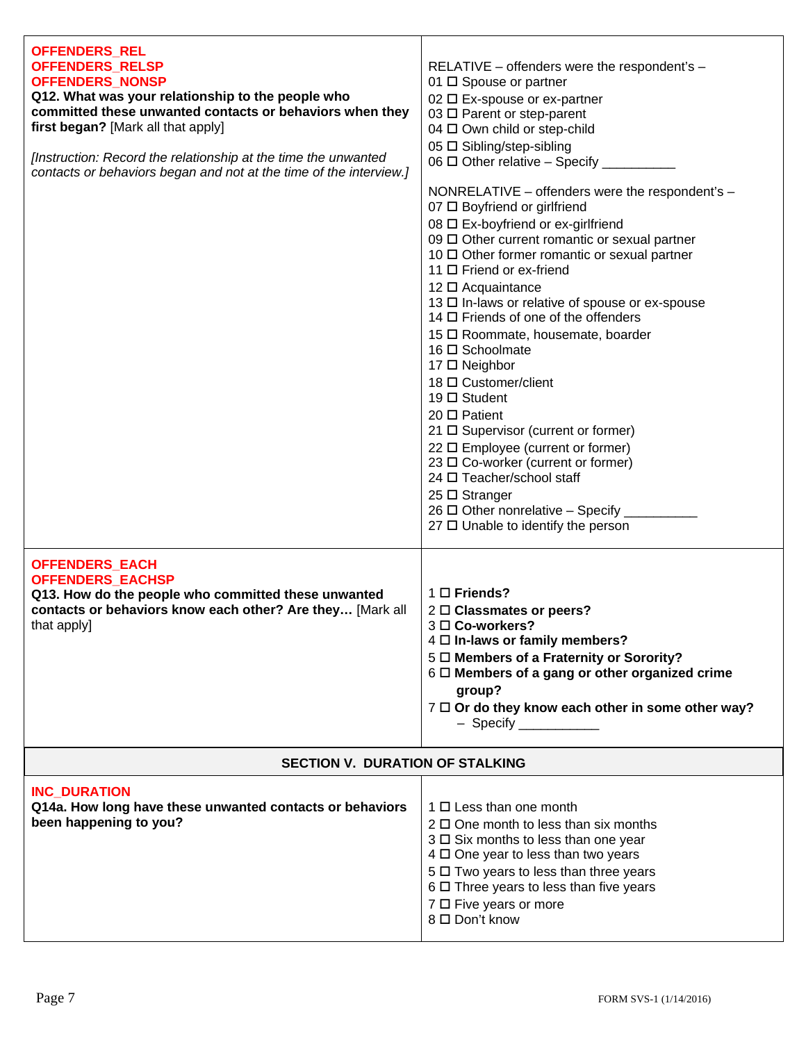| | |
|---|---|
| **OFFENDERS_REL**<br>**OFFENDERS_RELSP**<br>**OFFENDERS_NONSP**<br>**Q12. What was your relationship to the people who committed these unwanted contacts or behaviors when they first began?** [Mark all that apply]<br><br>*[Instruction: Record the relationship at the time the unwanted contacts or behaviors began and not at the time of the interview.]* | RELATIVE – offenders were the respondent's –<br>01 ☐ Spouse or partner<br>02 ☐ Ex-spouse or ex-partner<br>03 ☐ Parent or step-parent<br>04 ☐ Own child or step-child<br>05 ☐ Sibling/step-sibling<br>06 ☐ Other relative – Specify __________<br><br>NONRELATIVE – offenders were the respondent's –<br>07 ☐ Boyfriend or girlfriend<br>08 ☐ Ex-boyfriend or ex-girlfriend<br>09 ☐ Other current romantic or sexual partner<br>10 ☐ Other former romantic or sexual partner<br>11 ☐ Friend or ex-friend<br>12 ☐ Acquaintance<br>13 ☐ In-laws or relative of spouse or ex-spouse<br>14 ☐ Friends of one of the offenders<br>15 ☐ Roommate, housemate, boarder<br>16 ☐ Schoolmate<br>17 ☐ Neighbor<br>18 ☐ Customer/client<br>19 ☐ Student<br>20 ☐ Patient<br>21 ☐ Supervisor (current or former)<br>22 ☐ Employee (current or former)<br>23 ☐ Co-worker (current or former)<br>24 ☐ Teacher/school staff<br>25 ☐ Stranger<br>26 ☐ Other nonrelative – Specify __________<br>27 ☐ Unable to identify the person |
| **OFFENDERS_EACH**<br>**OFFENDERS_EACHSP**<br>**Q13. How do the people who committed these unwanted contacts or behaviors know each other? Are they…** [Mark all that apply] | 1 ☐ **Friends?**<br>2 ☐ **Classmates or peers?**<br>3 ☐ **Co-workers?**<br>4 ☐ **In-laws or family members?**<br>5 ☐ **Members of a Fraternity or Sorority?**<br>6 ☐ **Members of a gang or other organized crime group?**<br>7 ☐ **Or do they know each other in some other way?** – Specify ___________ |

## SECTION V. DURATION OF STALKING

| | |
|---|---|
| **INC_DURATION**<br>**Q14a. How long have these unwanted contacts or behaviors been happening to you?** | 1 ☐ Less than one month<br>2 ☐ One month to less than six months<br>3 ☐ Six months to less than one year<br>4 ☐ One year to less than two years<br>5 ☐ Two years to less than three years<br>6 ☐ Three years to less than five years<br>7 ☐ Five years or more<br>8 ☐ Don't know |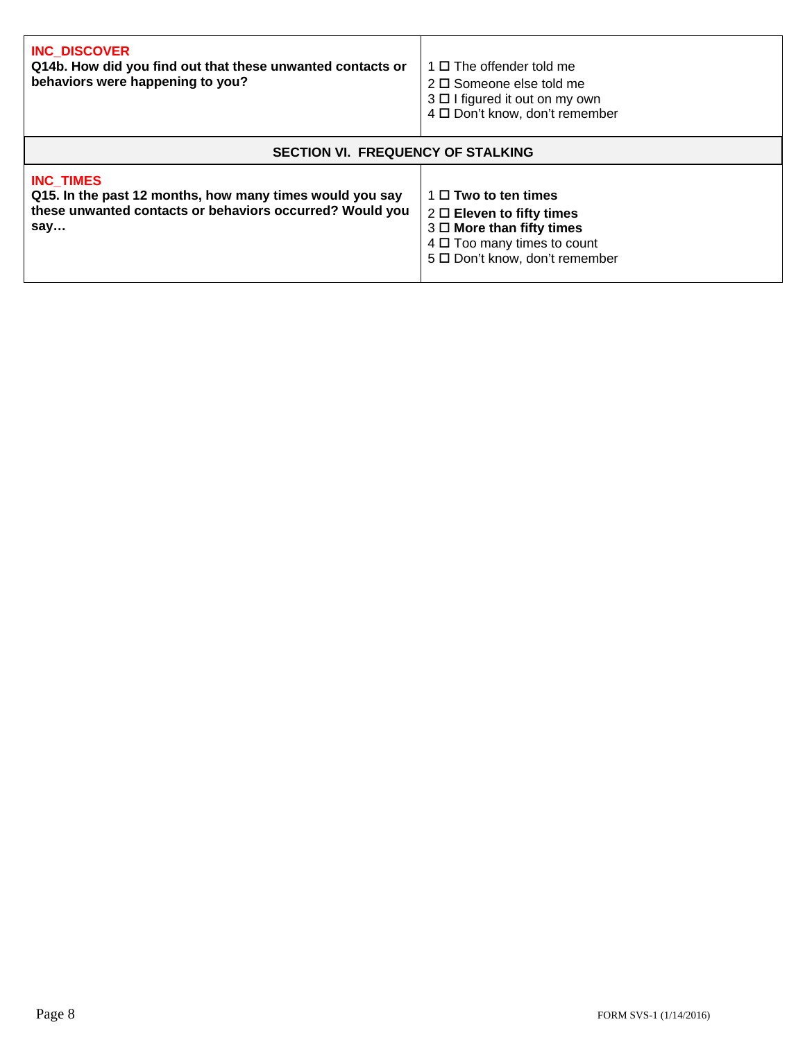| **INC_DISCOVER**<br>**Q14b. How did you find out that these unwanted contacts or behaviors were happening to you?** | 1 ☐ The offender told me<br>2 ☐ Someone else told me<br>3 ☐ I figured it out on my own<br>4 ☐ Don't know, don't remember |
|---|---|

## SECTION VI. FREQUENCY OF STALKING

| **INC_TIMES**<br>**Q15. In the past 12 months, how many times would you say these unwanted contacts or behaviors occurred? Would you say…** | 1 ☐ **Two to ten times**<br>2 ☐ **Eleven to fifty times**<br>3 ☐ **More than fifty times**<br>4 ☐ Too many times to count<br>5 ☐ Don't know, don't remember |
|---|---|

FORM SVS-1 (1/14/2016)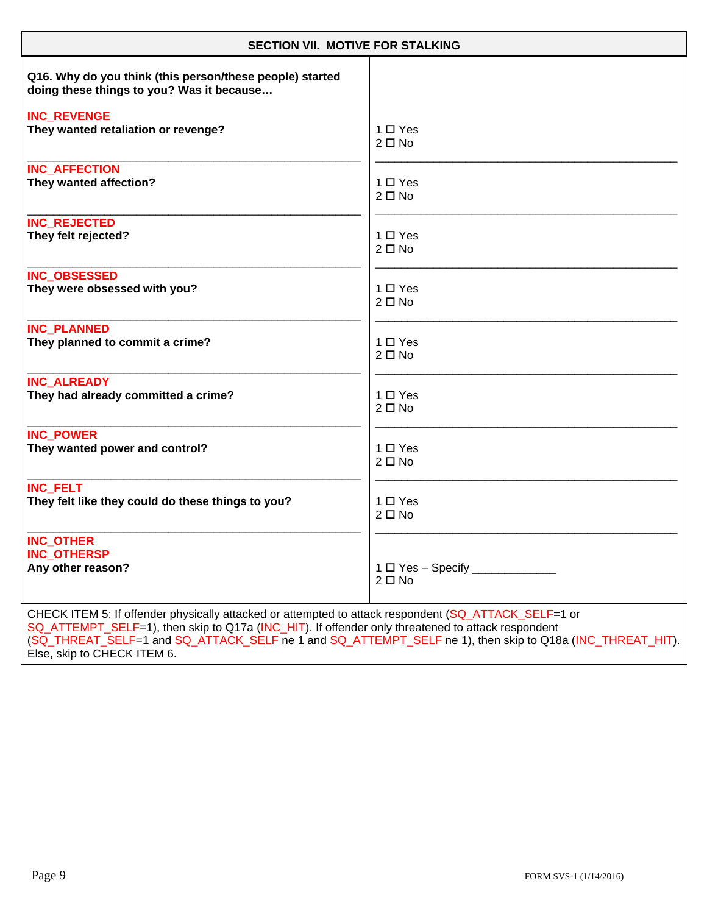## SECTION VII. MOTIVE FOR STALKING

| Question | Response |
|---|---|
| **Q16. Why do you think (this person/these people) started doing these things to you? Was it because…** | |
| INC_REVENGE<br>**They wanted retaliation or revenge?** | 1 ☐ Yes<br>2 ☐ No |
| INC_AFFECTION<br>**They wanted affection?** | 1 ☐ Yes<br>2 ☐ No |
| INC_REJECTED<br>**They felt rejected?** | 1 ☐ Yes<br>2 ☐ No |
| INC_OBSESSED<br>**They were obsessed with you?** | 1 ☐ Yes<br>2 ☐ No |
| INC_PLANNED<br>**They planned to commit a crime?** | 1 ☐ Yes<br>2 ☐ No |
| INC_ALREADY<br>**They had already committed a crime?** | 1 ☐ Yes<br>2 ☐ No |
| INC_POWER<br>**They wanted power and control?** | 1 ☐ Yes<br>2 ☐ No |
| INC_FELT<br>**They felt like they could do these things to you?** | 1 ☐ Yes<br>2 ☐ No |
| INC_OTHER<br>INC_OTHERSP<br>**Any other reason?** | 1 ☐ Yes – Specify ____________<br>2 ☐ No |

CHECK ITEM 5: If offender physically attacked or attempted to attack respondent (SQ_ATTACK_SELF=1 or SQ_ATTEMPT_SELF=1), then skip to Q17a (INC_HIT). If offender only threatened to attack respondent (SQ_THREAT_SELF=1 and SQ_ATTACK_SELF ne 1 and SQ_ATTEMPT_SELF ne 1), then skip to Q18a (INC_THREAT_HIT). Else, skip to CHECK ITEM 6.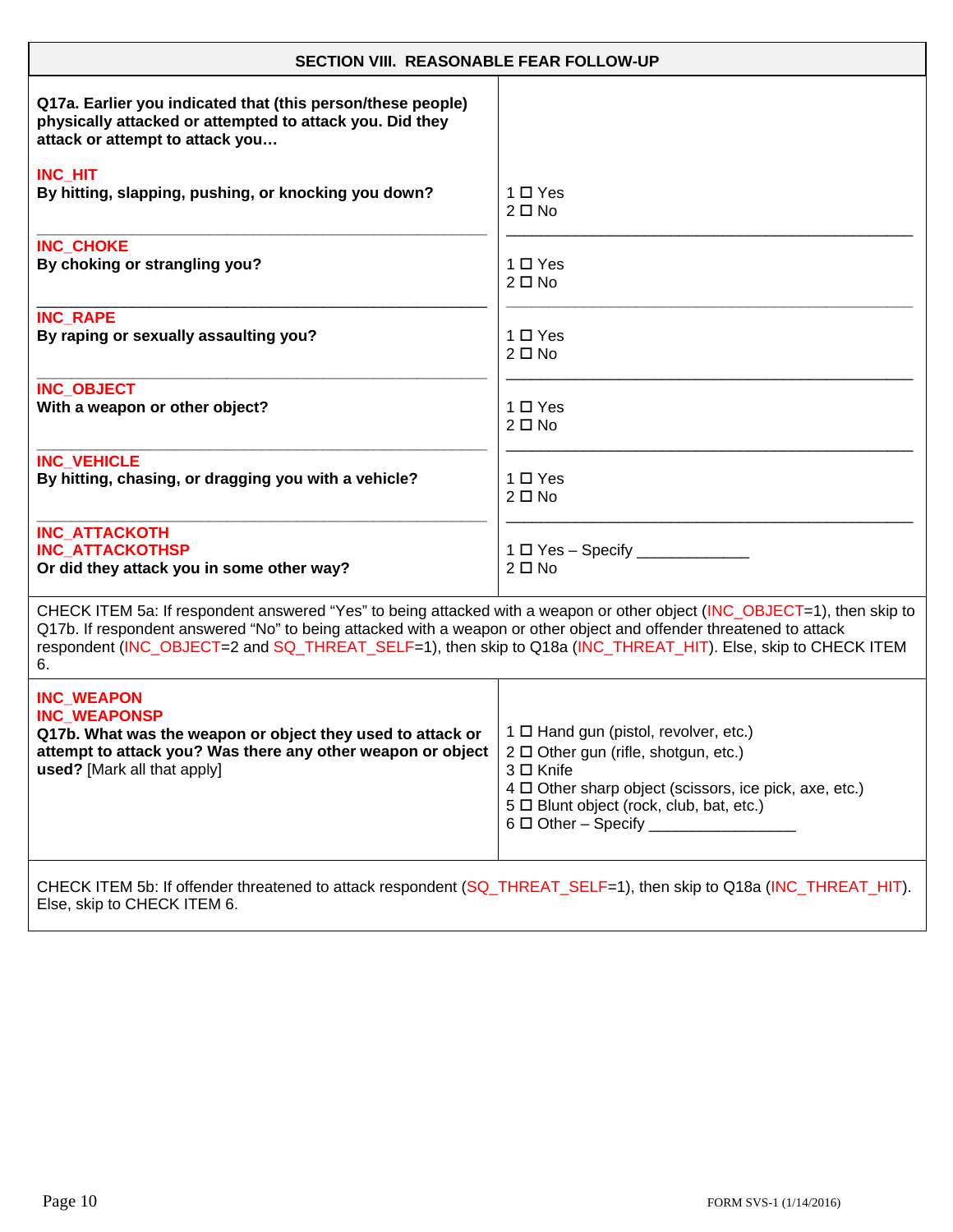## SECTION VIII. REASONABLE FEAR FOLLOW-UP

| Question | Response |
|---|---|
| **Q17a. Earlier you indicated that (this person/these people) physically attacked or attempted to attack you. Did they attack or attempt to attack you…** | |
| INC_HIT<br>**By hitting, slapping, pushing, or knocking you down?** | 1 ☐ Yes<br>2 ☐ No |
| INC_CHOKE<br>**By choking or strangling you?** | 1 ☐ Yes<br>2 ☐ No |
| INC_RAPE<br>**By raping or sexually assaulting you?** | 1 ☐ Yes<br>2 ☐ No |
| INC_OBJECT<br>**With a weapon or other object?** | 1 ☐ Yes<br>2 ☐ No |
| INC_VEHICLE<br>**By hitting, chasing, or dragging you with a vehicle?** | 1 ☐ Yes<br>2 ☐ No |
| INC_ATTACKOTH<br>INC_ATTACKOTHSP<br>**Or did they attack you in some other way?** | 1 ☐ Yes – Specify ____________<br>2 ☐ No |

CHECK ITEM 5a: If respondent answered "Yes" to being attacked with a weapon or other object (INC_OBJECT=1), then skip to Q17b. If respondent answered "No" to being attacked with a weapon or other object and offender threatened to attack respondent (INC_OBJECT=2 and SQ_THREAT_SELF=1), then skip to Q18a (INC_THREAT_HIT). Else, skip to CHECK ITEM 6.

| Question | Response |
|---|---|
| INC_WEAPON<br>INC_WEAPONSP<br>**Q17b. What was the weapon or object they used to attack or attempt to attack you? Was there any other weapon or object used?** [Mark all that apply] | 1 ☐ Hand gun (pistol, revolver, etc.)<br>2 ☐ Other gun (rifle, shotgun, etc.)<br>3 ☐ Knife<br>4 ☐ Other sharp object (scissors, ice pick, axe, etc.)<br>5 ☐ Blunt object (rock, club, bat, etc.)<br>6 ☐ Other – Specify ________________ |

CHECK ITEM 5b: If offender threatened to attack respondent (SQ_THREAT_SELF=1), then skip to Q18a (INC_THREAT_HIT). Else, skip to CHECK ITEM 6.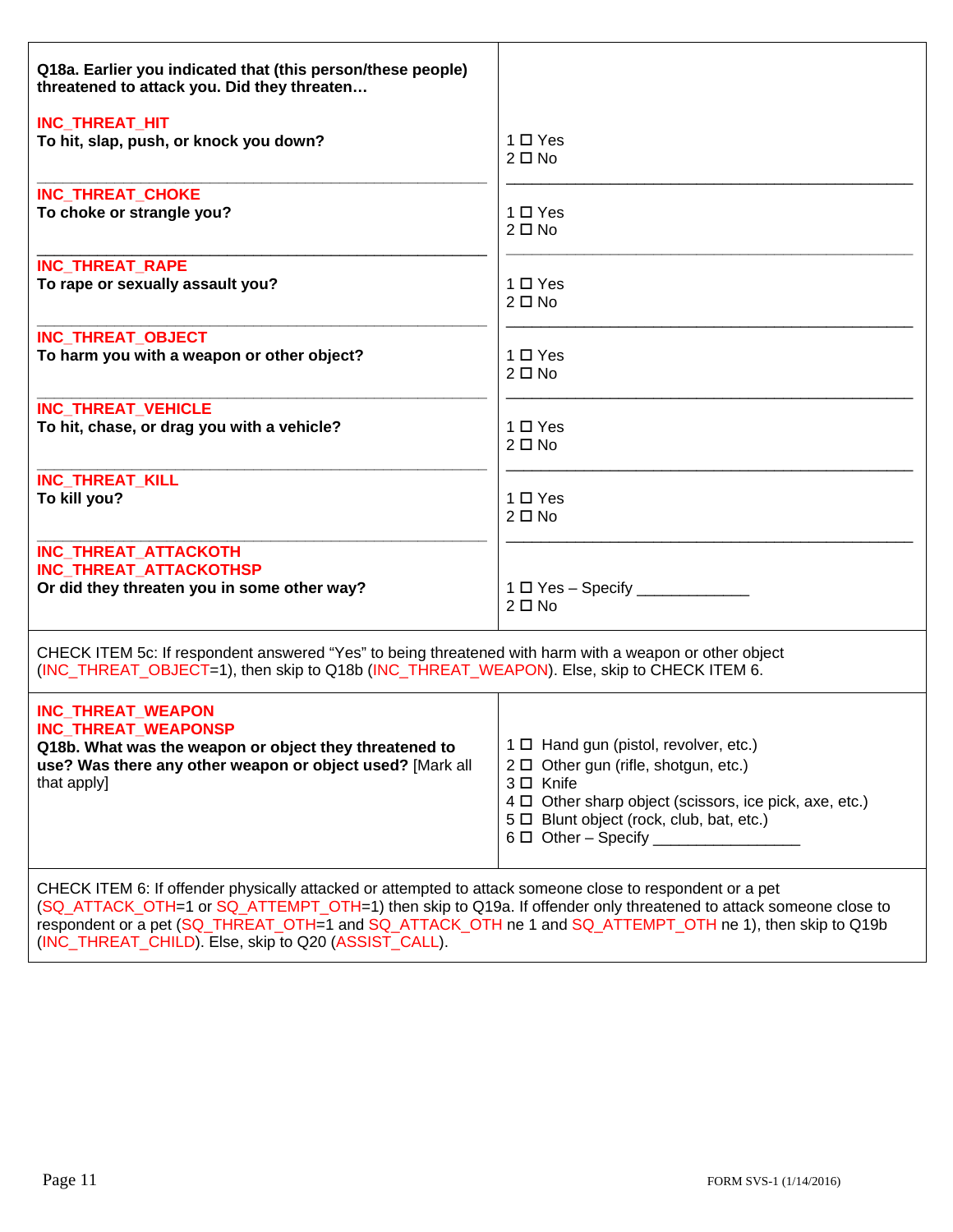| Q18a. Earlier you indicated that (this person/these people) threatened to attack you. Did they threaten… | |
|---|---|
| INC_THREAT_HIT<br>**To hit, slap, push, or knock you down?** | 1 ☐ Yes<br>2 ☐ No |
| INC_THREAT_CHOKE<br>**To choke or strangle you?** | 1 ☐ Yes<br>2 ☐ No |
| INC_THREAT_RAPE<br>**To rape or sexually assault you?** | 1 ☐ Yes<br>2 ☐ No |
| INC_THREAT_OBJECT<br>**To harm you with a weapon or other object?** | 1 ☐ Yes<br>2 ☐ No |
| INC_THREAT_VEHICLE<br>**To hit, chase, or drag you with a vehicle?** | 1 ☐ Yes<br>2 ☐ No |
| INC_THREAT_KILL<br>**To kill you?** | 1 ☐ Yes<br>2 ☐ No |
| INC_THREAT_ATTACKOTH<br>INC_THREAT_ATTACKOTHSP<br>**Or did they threaten you in some other way?** | 1 ☐ Yes – Specify ____________<br>2 ☐ No |

CHECK ITEM 5c: If respondent answered "Yes" to being threatened with harm with a weapon or other object (INC_THREAT_OBJECT=1), then skip to Q18b (INC_THREAT_WEAPON). Else, skip to CHECK ITEM 6.

| INC_THREAT_WEAPON<br>INC_THREAT_WEAPONSP<br>**Q18b. What was the weapon or object they threatened to use? Was there any other weapon or object used?** [Mark all that apply] | 1 ☐ Hand gun (pistol, revolver, etc.)<br>2 ☐ Other gun (rifle, shotgun, etc.)<br>3 ☐ Knife<br>4 ☐ Other sharp object (scissors, ice pick, axe, etc.)<br>5 ☐ Blunt object (rock, club, bat, etc.)<br>6 ☐ Other – Specify ________________ |
|---|---|

CHECK ITEM 6: If offender physically attacked or attempted to attack someone close to respondent or a pet (SQ_ATTACK_OTH=1 or SQ_ATTEMPT_OTH=1) then skip to Q19a. If offender only threatened to attack someone close to respondent or a pet (SQ_THREAT_OTH=1 and SQ_ATTACK_OTH ne 1 and SQ_ATTEMPT_OTH ne 1), then skip to Q19b (INC_THREAT_CHILD). Else, skip to Q20 (ASSIST_CALL).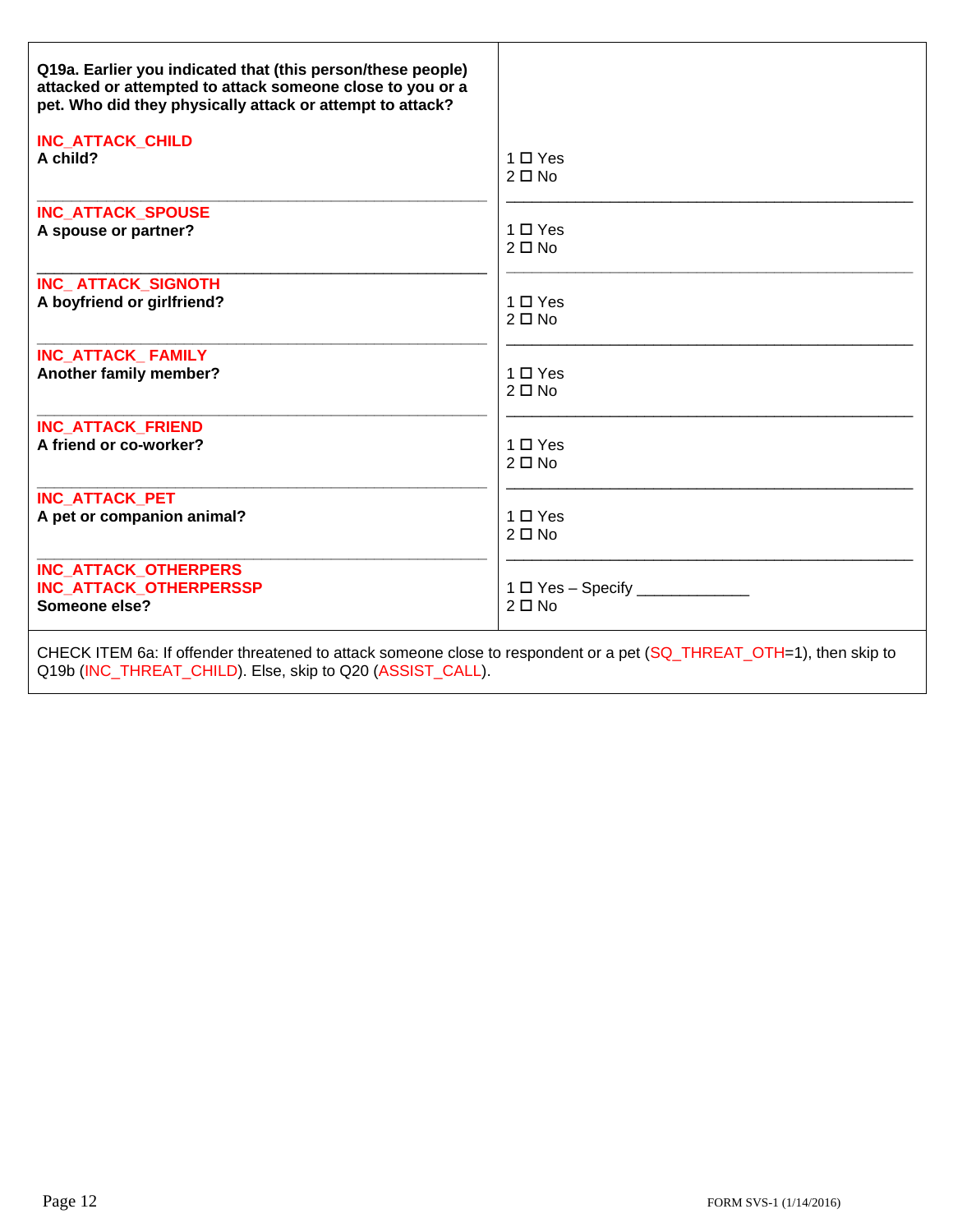**Q19a. Earlier you indicated that (this person/these people) attacked or attempted to attack someone close to you or a pet. Who did they physically attack or attempt to attack?**

| Item | Response |
|---|---|
| INC_ATTACK_CHILD<br>**A child?** | 1 ☐ Yes<br>2 ☐ No |
| INC_ATTACK_SPOUSE<br>**A spouse or partner?** | 1 ☐ Yes<br>2 ☐ No |
| INC_ ATTACK_SIGNOTH<br>**A boyfriend or girlfriend?** | 1 ☐ Yes<br>2 ☐ No |
| INC_ATTACK_ FAMILY<br>**Another family member?** | 1 ☐ Yes<br>2 ☐ No |
| INC_ATTACK_FRIEND<br>**A friend or co-worker?** | 1 ☐ Yes<br>2 ☐ No |
| INC_ATTACK_PET<br>**A pet or companion animal?** | 1 ☐ Yes<br>2 ☐ No |
| INC_ATTACK_OTHERPERS<br>INC_ATTACK_OTHERPERSSP<br>**Someone else?** | 1 ☐ Yes – Specify ____________<br>2 ☐ No |

CHECK ITEM 6a: If offender threatened to attack someone close to respondent or a pet (SQ_THREAT_OTH=1), then skip to Q19b (INC_THREAT_CHILD). Else, skip to Q20 (ASSIST_CALL).

FORM SVS-1 (1/14/2016)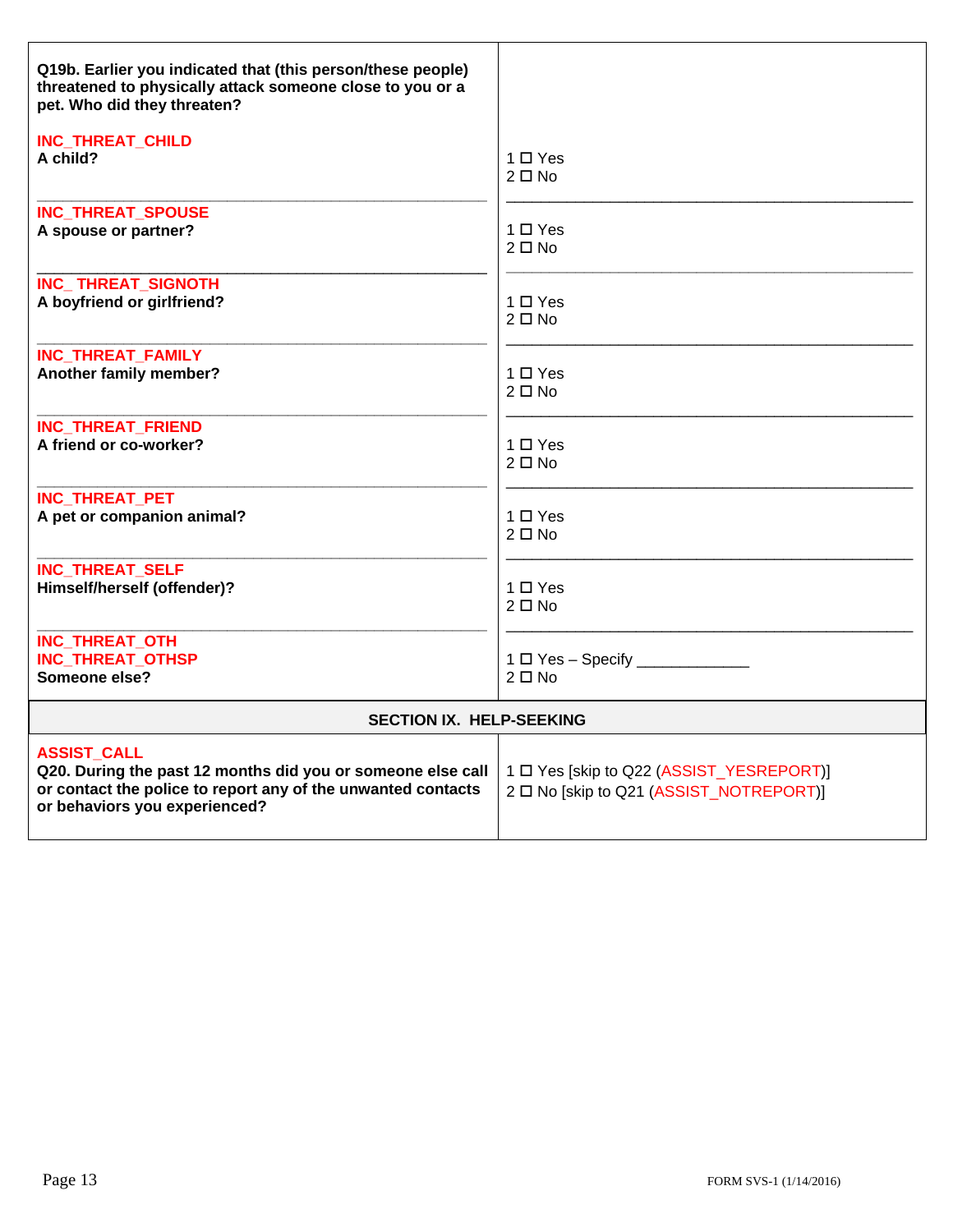| Question | Response |
|---|---|
| **Q19b. Earlier you indicated that (this person/these people) threatened to physically attack someone close to you or a pet. Who did they threaten?** | |
| INC_THREAT_CHILD<br>**A child?** | 1 ☐ Yes<br>2 ☐ No |
| INC_THREAT_SPOUSE<br>**A spouse or partner?** | 1 ☐ Yes<br>2 ☐ No |
| INC_ THREAT_SIGNOTH<br>**A boyfriend or girlfriend?** | 1 ☐ Yes<br>2 ☐ No |
| INC_THREAT_FAMILY<br>**Another family member?** | 1 ☐ Yes<br>2 ☐ No |
| INC_THREAT_FRIEND<br>**A friend or co-worker?** | 1 ☐ Yes<br>2 ☐ No |
| INC_THREAT_PET<br>**A pet or companion animal?** | 1 ☐ Yes<br>2 ☐ No |
| INC_THREAT_SELF<br>**Himself/herself (offender)?** | 1 ☐ Yes<br>2 ☐ No |
| INC_THREAT_OTH<br>INC_THREAT_OTHSP<br>**Someone else?** | 1 ☐ Yes – Specify ____________<br>2 ☐ No |

## SECTION IX. HELP-SEEKING

| Question | Response |
|---|---|
| ASSIST_CALL<br>**Q20. During the past 12 months did you or someone else call or contact the police to report any of the unwanted contacts or behaviors you experienced?** | 1 ☐ Yes [skip to Q22 (ASSIST_YESREPORT)]<br>2 ☐ No [skip to Q21 (ASSIST_NOTREPORT)] |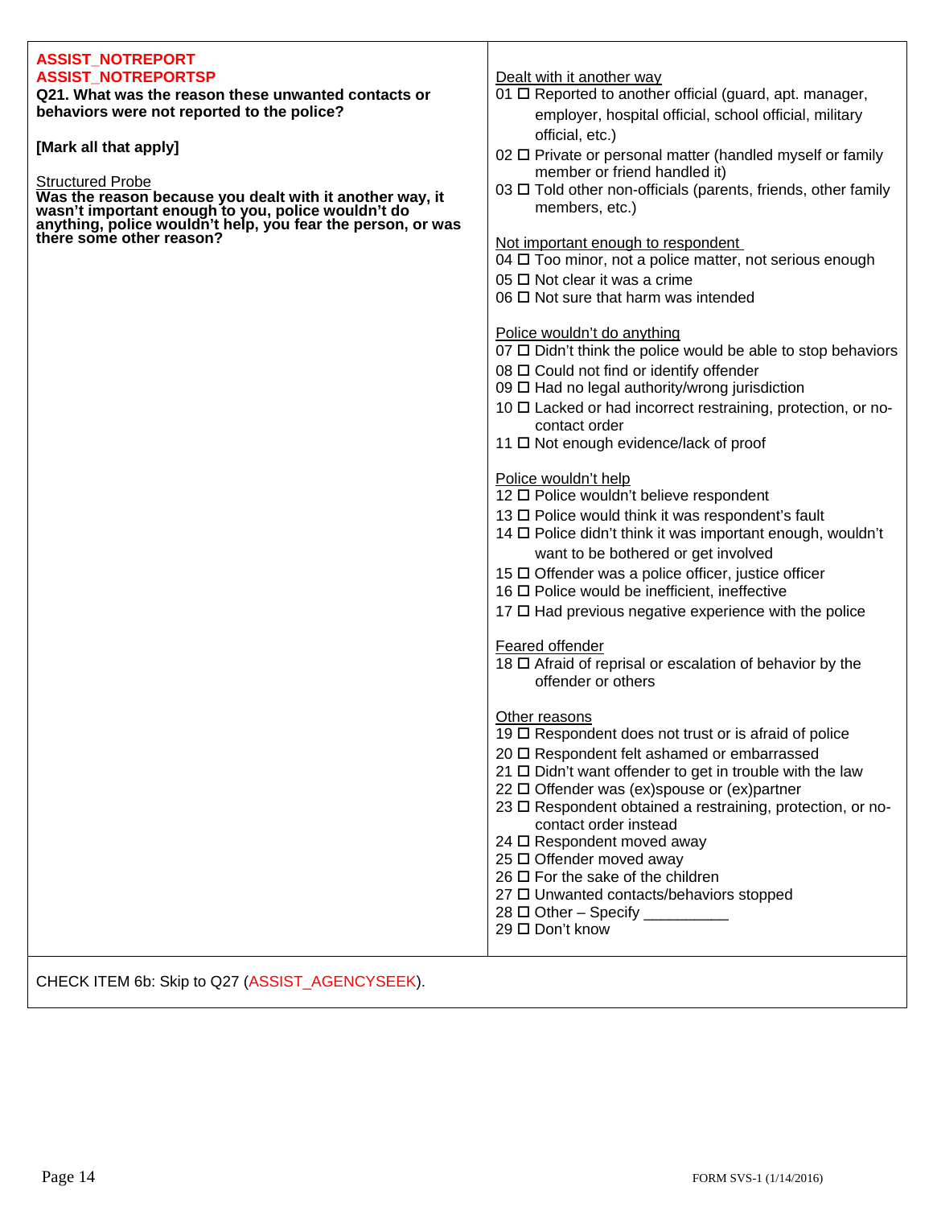**ASSIST_NOTREPORT**
**ASSIST_NOTREPORTSP**

**Q21. What was the reason these unwanted contacts or behaviors were not reported to the police?**

**[Mark all that apply]**

Structured Probe
**Was the reason because you dealt with it another way, it wasn't important enough to you, police wouldn't do anything, police wouldn't help, you fear the person, or was there some other reason?**

Dealt with it another way
- 01 ☐ Reported to another official (guard, apt. manager, employer, hospital official, school official, military official, etc.)
- 02 ☐ Private or personal matter (handled myself or family member or friend handled it)
- 03 ☐ Told other non-officials (parents, friends, other family members, etc.)

Not important enough to respondent
- 04 ☐ Too minor, not a police matter, not serious enough
- 05 ☐ Not clear it was a crime
- 06 ☐ Not sure that harm was intended

Police wouldn't do anything
- 07 ☐ Didn't think the police would be able to stop behaviors
- 08 ☐ Could not find or identify offender
- 09 ☐ Had no legal authority/wrong jurisdiction
- 10 ☐ Lacked or had incorrect restraining, protection, or no-contact order
- 11 ☐ Not enough evidence/lack of proof

Police wouldn't help
- 12 ☐ Police wouldn't believe respondent
- 13 ☐ Police would think it was respondent's fault
- 14 ☐ Police didn't think it was important enough, wouldn't want to be bothered or get involved
- 15 ☐ Offender was a police officer, justice officer
- 16 ☐ Police would be inefficient, ineffective
- 17 ☐ Had previous negative experience with the police

Feared offender
- 18 ☐ Afraid of reprisal or escalation of behavior by the offender or others

Other reasons
- 19 ☐ Respondent does not trust or is afraid of police
- 20 ☐ Respondent felt ashamed or embarrassed
- 21 ☐ Didn't want offender to get in trouble with the law
- 22 ☐ Offender was (ex)spouse or (ex)partner
- 23 ☐ Respondent obtained a restraining, protection, or no-contact order instead
- 24 ☐ Respondent moved away
- 25 ☐ Offender moved away
- 26 ☐ For the sake of the children
- 27 ☐ Unwanted contacts/behaviors stopped
- 28 ☐ Other – Specify __________
- 29 ☐ Don't know

CHECK ITEM 6b: Skip to Q27 (ASSIST_AGENCYSEEK).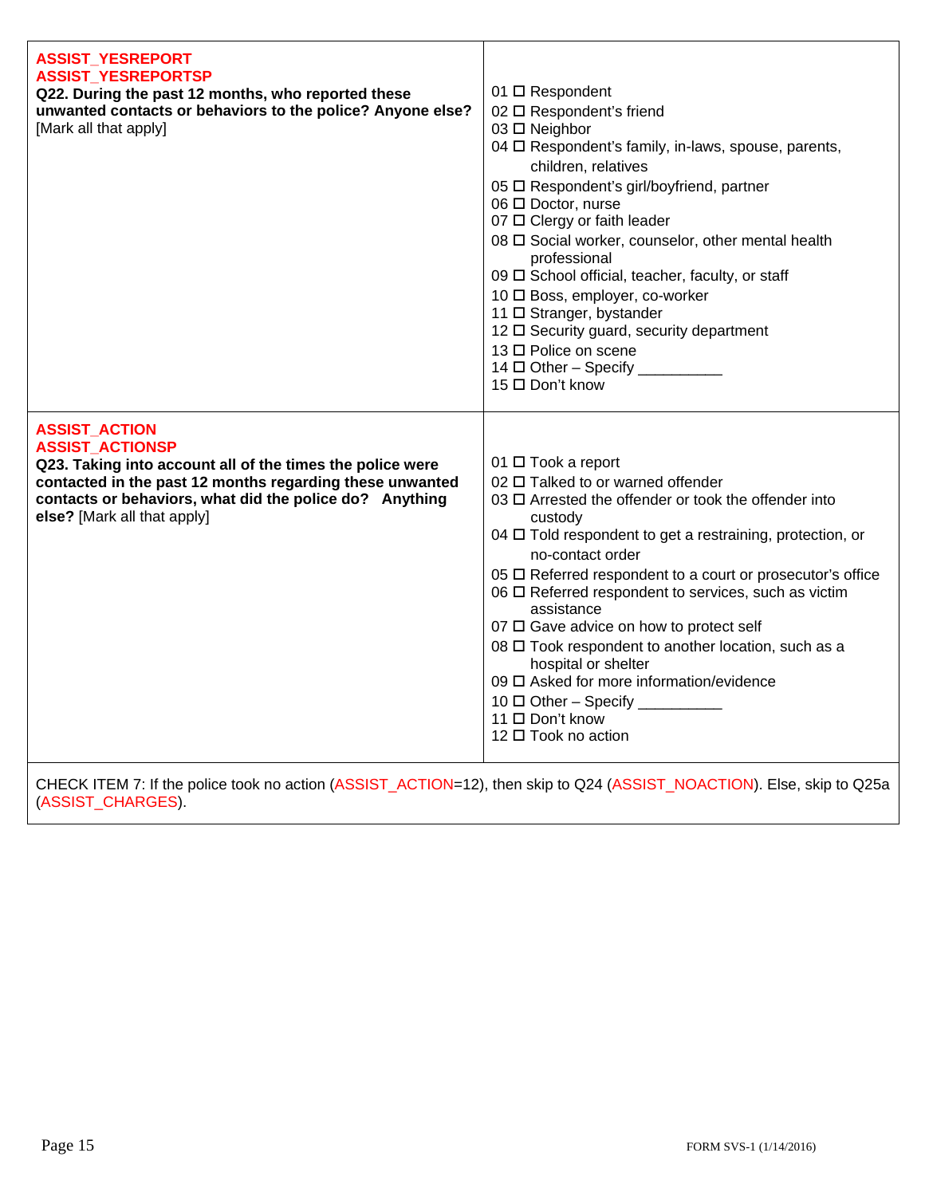| | |
|---|---|
| **ASSIST_YESREPORT**<br>**ASSIST_YESREPORTSP**<br>**Q22. During the past 12 months, who reported these unwanted contacts or behaviors to the police? Anyone else?** [Mark all that apply] | 01 ☐ Respondent<br>02 ☐ Respondent's friend<br>03 ☐ Neighbor<br>04 ☐ Respondent's family, in-laws, spouse, parents, children, relatives<br>05 ☐ Respondent's girl/boyfriend, partner<br>06 ☐ Doctor, nurse<br>07 ☐ Clergy or faith leader<br>08 ☐ Social worker, counselor, other mental health professional<br>09 ☐ School official, teacher, faculty, or staff<br>10 ☐ Boss, employer, co-worker<br>11 ☐ Stranger, bystander<br>12 ☐ Security guard, security department<br>13 ☐ Police on scene<br>14 ☐ Other – Specify __________<br>15 ☐ Don't know |
| **ASSIST_ACTION**<br>**ASSIST_ACTIONSP**<br>**Q23. Taking into account all of the times the police were contacted in the past 12 months regarding these unwanted contacts or behaviors, what did the police do? Anything else?** [Mark all that apply] | 01 ☐ Took a report<br>02 ☐ Talked to or warned offender<br>03 ☐ Arrested the offender or took the offender into custody<br>04 ☐ Told respondent to get a restraining, protection, or no-contact order<br>05 ☐ Referred respondent to a court or prosecutor's office<br>06 ☐ Referred respondent to services, such as victim assistance<br>07 ☐ Gave advice on how to protect self<br>08 ☐ Took respondent to another location, such as a hospital or shelter<br>09 ☐ Asked for more information/evidence<br>10 ☐ Other – Specify __________<br>11 ☐ Don't know<br>12 ☐ Took no action |

CHECK ITEM 7: If the police took no action (ASSIST_ACTION=12), then skip to Q24 (ASSIST_NOACTION). Else, skip to Q25a (ASSIST_CHARGES).

FORM SVS-1 (1/14/2016)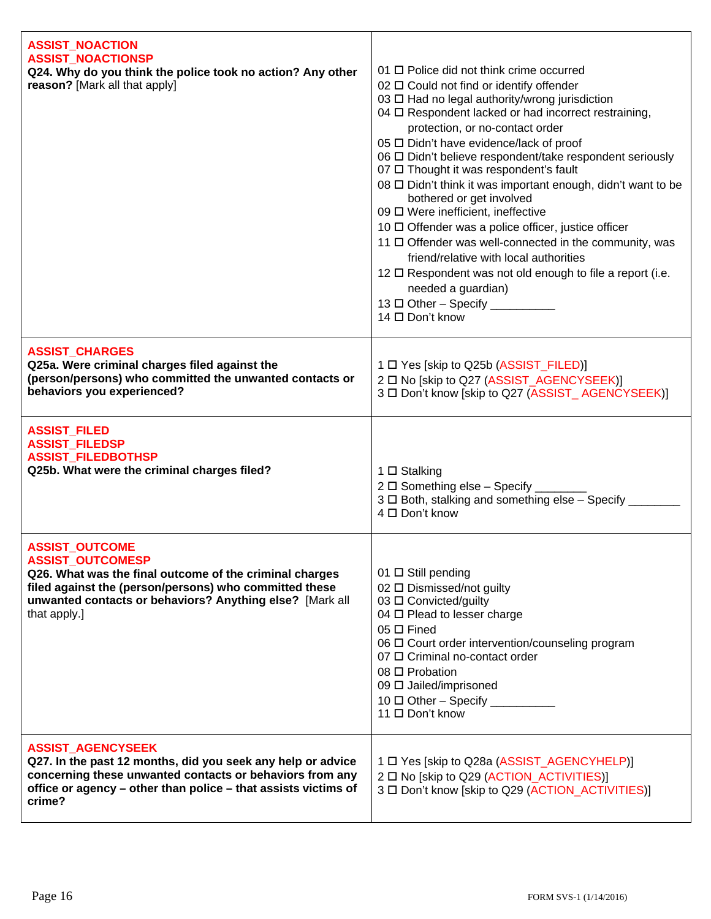| | |
|---|---|
| **ASSIST_NOACTION**<br>**ASSIST_NOACTIONSP**<br>**Q24. Why do you think the police took no action? Any other reason?** [Mark all that apply] | 01 ☐ Police did not think crime occurred<br>02 ☐ Could not find or identify offender<br>03 ☐ Had no legal authority/wrong jurisdiction<br>04 ☐ Respondent lacked or had incorrect restraining, protection, or no-contact order<br>05 ☐ Didn't have evidence/lack of proof<br>06 ☐ Didn't believe respondent/take respondent seriously<br>07 ☐ Thought it was respondent's fault<br>08 ☐ Didn't think it was important enough, didn't want to be bothered or get involved<br>09 ☐ Were inefficient, ineffective<br>10 ☐ Offender was a police officer, justice officer<br>11 ☐ Offender was well-connected in the community, was friend/relative with local authorities<br>12 ☐ Respondent was not old enough to file a report (i.e. needed a guardian)<br>13 ☐ Other – Specify __________<br>14 ☐ Don't know |
| **ASSIST_CHARGES**<br>**Q25a. Were criminal charges filed against the (person/persons) who committed the unwanted contacts or behaviors you experienced?** | 1 ☐ Yes [skip to Q25b (ASSIST_FILED)]<br>2 ☐ No [skip to Q27 (ASSIST_AGENCYSEEK)]<br>3 ☐ Don't know [skip to Q27 (ASSIST_ AGENCYSEEK)] |
| **ASSIST_FILED**<br>**ASSIST_FILEDSP**<br>**ASSIST_FILEDBOTHSP**<br>**Q25b. What were the criminal charges filed?** | 1 ☐ Stalking<br>2 ☐ Something else – Specify ________<br>3 ☐ Both, stalking and something else – Specify ________<br>4 ☐ Don't know |
| **ASSIST_OUTCOME**<br>**ASSIST_OUTCOMESP**<br>**Q26. What was the final outcome of the criminal charges filed against the (person/persons) who committed these unwanted contacts or behaviors? Anything else?** [Mark all that apply.] | 01 ☐ Still pending<br>02 ☐ Dismissed/not guilty<br>03 ☐ Convicted/guilty<br>04 ☐ Plead to lesser charge<br>05 ☐ Fined<br>06 ☐ Court order intervention/counseling program<br>07 ☐ Criminal no-contact order<br>08 ☐ Probation<br>09 ☐ Jailed/imprisoned<br>10 ☐ Other – Specify __________<br>11 ☐ Don't know |
| **ASSIST_AGENCYSEEK**<br>**Q27. In the past 12 months, did you seek any help or advice concerning these unwanted contacts or behaviors from any office or agency – other than police – that assists victims of crime?** | 1 ☐ Yes [skip to Q28a (ASSIST_AGENCYHELP)]<br>2 ☐ No [skip to Q29 (ACTION_ACTIVITIES)]<br>3 ☐ Don't know [skip to Q29 (ACTION_ACTIVITIES)] |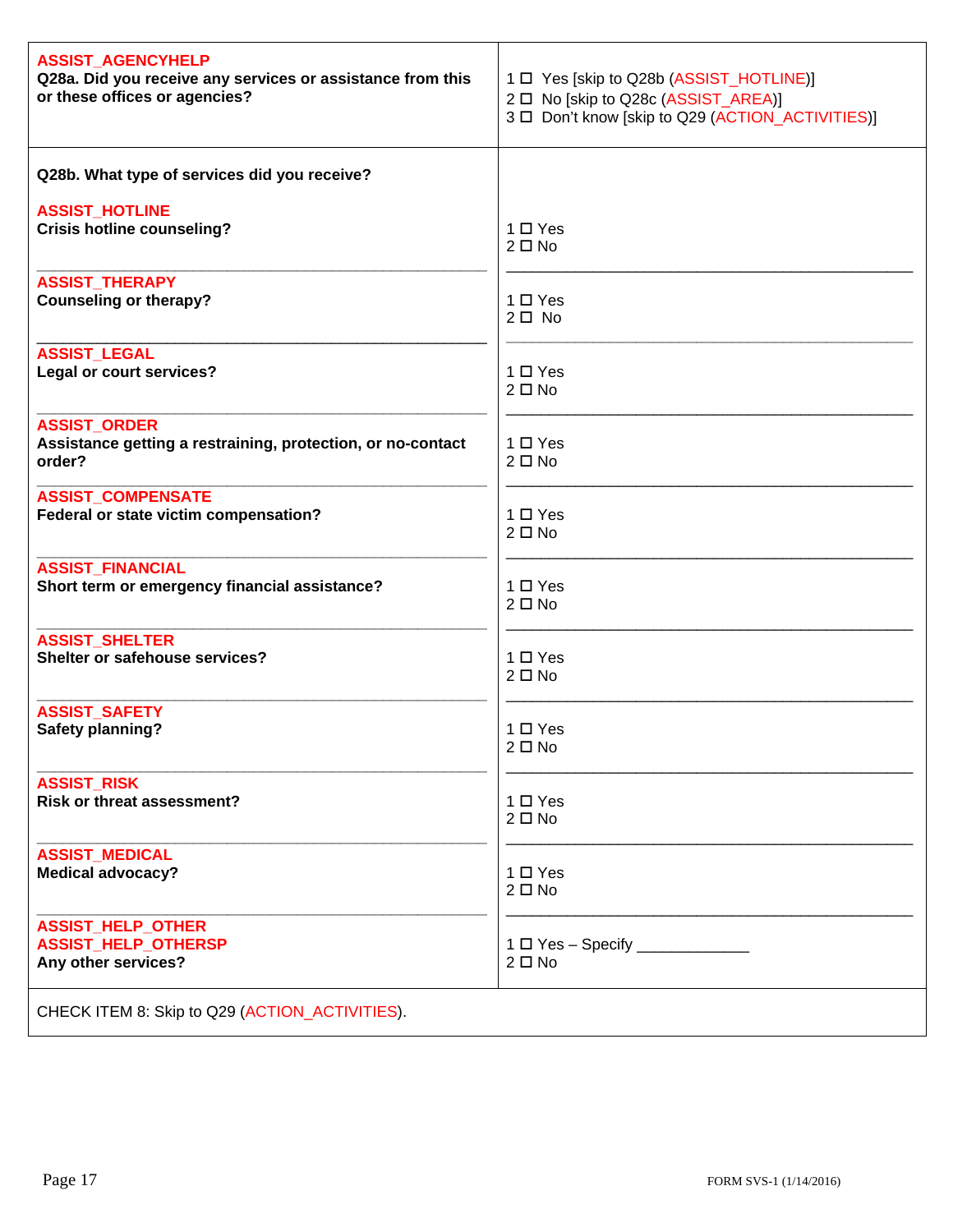| Question | Response |
|---|---|
| **ASSIST_AGENCYHELP**<br>**Q28a. Did you receive any services or assistance from this or these offices or agencies?** | 1 ☐ Yes [skip to Q28b (ASSIST_HOTLINE)]<br>2 ☐ No [skip to Q28c (ASSIST_AREA)]<br>3 ☐ Don't know [skip to Q29 (ACTION_ACTIVITIES)] |
| **Q28b. What type of services did you receive?** | |
| **ASSIST_HOTLINE**<br>**Crisis hotline counseling?** | 1 ☐ Yes<br>2 ☐ No |
| **ASSIST_THERAPY**<br>**Counseling or therapy?** | 1 ☐ Yes<br>2 ☐ No |
| **ASSIST_LEGAL**<br>**Legal or court services?** | 1 ☐ Yes<br>2 ☐ No |
| **ASSIST_ORDER**<br>**Assistance getting a restraining, protection, or no-contact order?** | 1 ☐ Yes<br>2 ☐ No |
| **ASSIST_COMPENSATE**<br>**Federal or state victim compensation?** | 1 ☐ Yes<br>2 ☐ No |
| **ASSIST_FINANCIAL**<br>**Short term or emergency financial assistance?** | 1 ☐ Yes<br>2 ☐ No |
| **ASSIST_SHELTER**<br>**Shelter or safehouse services?** | 1 ☐ Yes<br>2 ☐ No |
| **ASSIST_SAFETY**<br>**Safety planning?** | 1 ☐ Yes<br>2 ☐ No |
| **ASSIST_RISK**<br>**Risk or threat assessment?** | 1 ☐ Yes<br>2 ☐ No |
| **ASSIST_MEDICAL**<br>**Medical advocacy?** | 1 ☐ Yes<br>2 ☐ No |
| **ASSIST_HELP_OTHER**<br>**ASSIST_HELP_OTHERSP**<br>**Any other services?** | 1 ☐ Yes – Specify ____________<br>2 ☐ No |

CHECK ITEM 8: Skip to Q29 (ACTION_ACTIVITIES).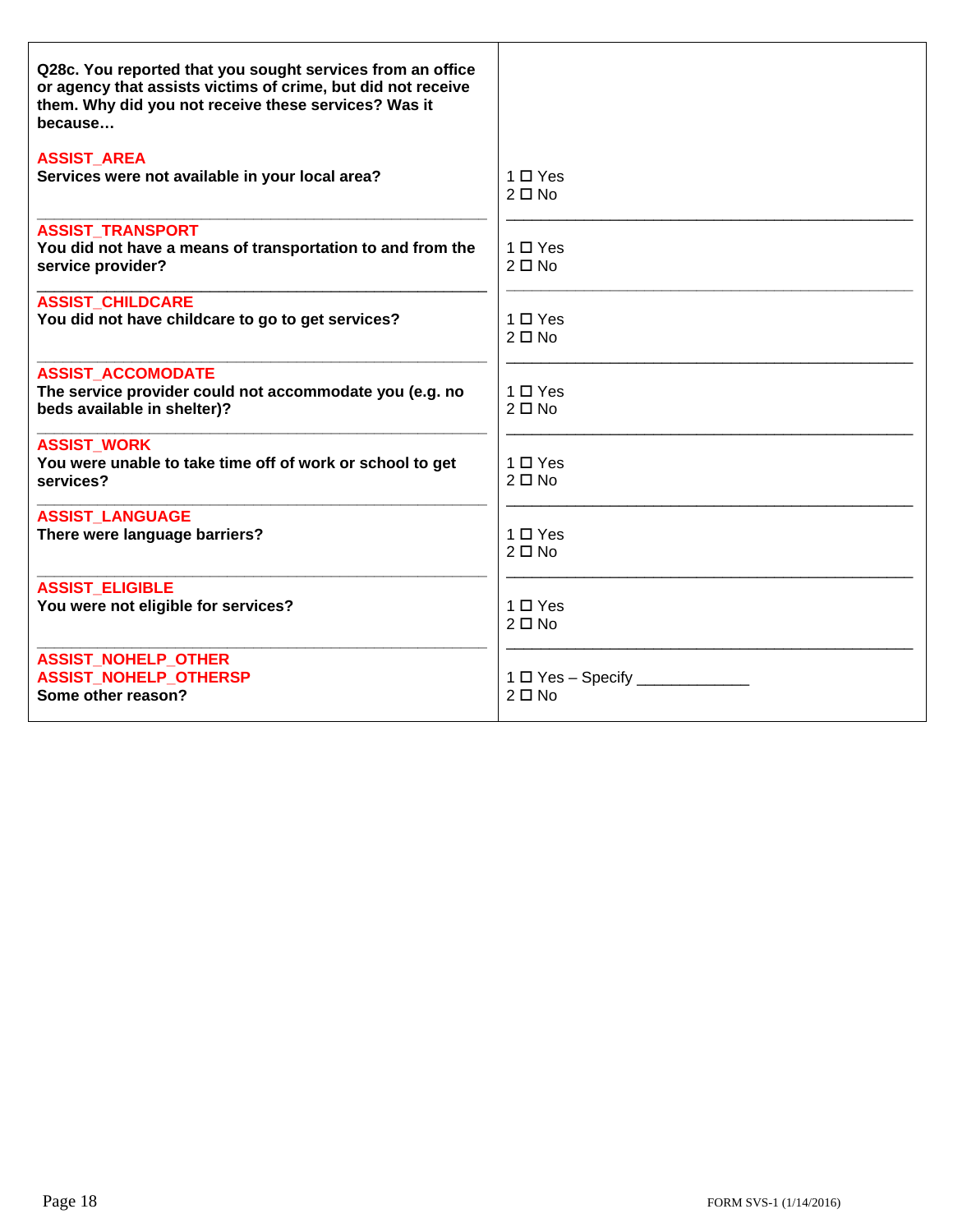| **Q28c. You reported that you sought services from an office or agency that assists victims of crime, but did not receive them. Why did you not receive these services? Was it because…** | |
|---|---|
| ASSIST_AREA<br>**Services were not available in your local area?** | 1 ☐ Yes<br>2 ☐ No |
| ASSIST_TRANSPORT<br>**You did not have a means of transportation to and from the service provider?** | 1 ☐ Yes<br>2 ☐ No |
| ASSIST_CHILDCARE<br>**You did not have childcare to go to get services?** | 1 ☐ Yes<br>2 ☐ No |
| ASSIST_ACCOMODATE<br>**The service provider could not accommodate you (e.g. no beds available in shelter)?** | 1 ☐ Yes<br>2 ☐ No |
| ASSIST_WORK<br>**You were unable to take time off of work or school to get services?** | 1 ☐ Yes<br>2 ☐ No |
| ASSIST_LANGUAGE<br>**There were language barriers?** | 1 ☐ Yes<br>2 ☐ No |
| ASSIST_ELIGIBLE<br>**You were not eligible for services?** | 1 ☐ Yes<br>2 ☐ No |
| ASSIST_NOHELP_OTHER<br>ASSIST_NOHELP_OTHERSP<br>**Some other reason?** | 1 ☐ Yes – Specify ____________<br>2 ☐ No |

FORM SVS-1 (1/14/2016)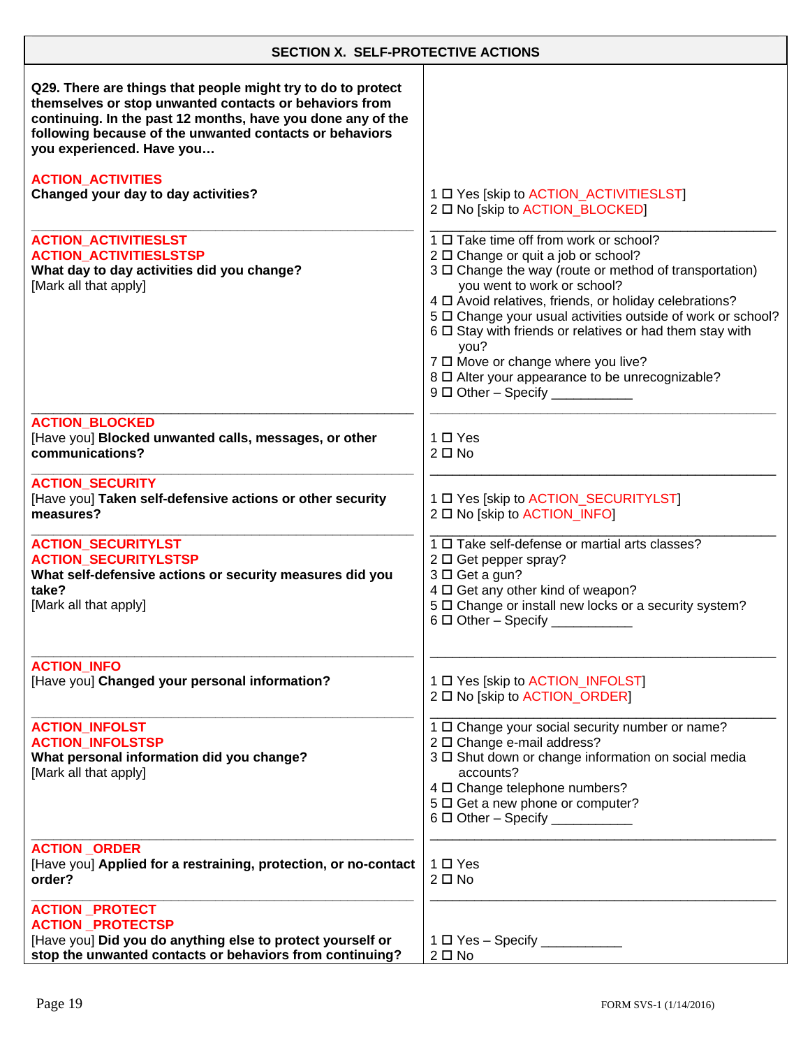## SECTION X. SELF-PROTECTIVE ACTIONS

| | |
|---|---|
| **Q29. There are things that people might try to do to protect themselves or stop unwanted contacts or behaviors from continuing. In the past 12 months, have you done any of the following because of the unwanted contacts or behaviors you experienced. Have you…** | |
| **ACTION_ACTIVITIES**<br>**Changed your day to day activities?** | 1 ☐ Yes [skip to ACTION_ACTIVITIESLST]<br>2 ☐ No [skip to ACTION_BLOCKED] |
| **ACTION_ACTIVITIESLST**<br>**ACTION_ACTIVITIESLSTSP**<br>**What day to day activities did you change?**<br>[Mark all that apply] | 1 ☐ Take time off from work or school?<br>2 ☐ Change or quit a job or school?<br>3 ☐ Change the way (route or method of transportation) you went to work or school?<br>4 ☐ Avoid relatives, friends, or holiday celebrations?<br>5 ☐ Change your usual activities outside of work or school?<br>6 ☐ Stay with friends or relatives or had them stay with you?<br>7 ☐ Move or change where you live?<br>8 ☐ Alter your appearance to be unrecognizable?<br>9 ☐ Other – Specify ___________ |
| **ACTION_BLOCKED**<br>[Have you] **Blocked unwanted calls, messages, or other communications?** | 1 ☐ Yes<br>2 ☐ No |
| **ACTION_SECURITY**<br>[Have you] **Taken self-defensive actions or other security measures?** | 1 ☐ Yes [skip to ACTION_SECURITYLST]<br>2 ☐ No [skip to ACTION_INFO] |
| **ACTION_SECURITYLST**<br>**ACTION_SECURITYLSTSP**<br>**What self-defensive actions or security measures did you take?**<br>[Mark all that apply] | 1 ☐ Take self-defense or martial arts classes?<br>2 ☐ Get pepper spray?<br>3 ☐ Get a gun?<br>4 ☐ Get any other kind of weapon?<br>5 ☐ Change or install new locks or a security system?<br>6 ☐ Other – Specify ___________ |
| **ACTION_INFO**<br>[Have you] **Changed your personal information?** | 1 ☐ Yes [skip to ACTION_INFOLST]<br>2 ☐ No [skip to ACTION_ORDER] |
| **ACTION_INFOLST**<br>**ACTION_INFOLSTSP**<br>**What personal information did you change?**<br>[Mark all that apply] | 1 ☐ Change your social security number or name?<br>2 ☐ Change e-mail address?<br>3 ☐ Shut down or change information on social media accounts?<br>4 ☐ Change telephone numbers?<br>5 ☐ Get a new phone or computer?<br>6 ☐ Other – Specify ___________ |
| **ACTION _ORDER**<br>[Have you] **Applied for a restraining, protection, or no-contact order?** | 1 ☐ Yes<br>2 ☐ No |
| **ACTION _PROTECT**<br>**ACTION _PROTECTSP**<br>[Have you] **Did you do anything else to protect yourself or stop the unwanted contacts or behaviors from continuing?** | 1 ☐ Yes – Specify ___________<br>2 ☐ No |

FORM SVS-1 (1/14/2016)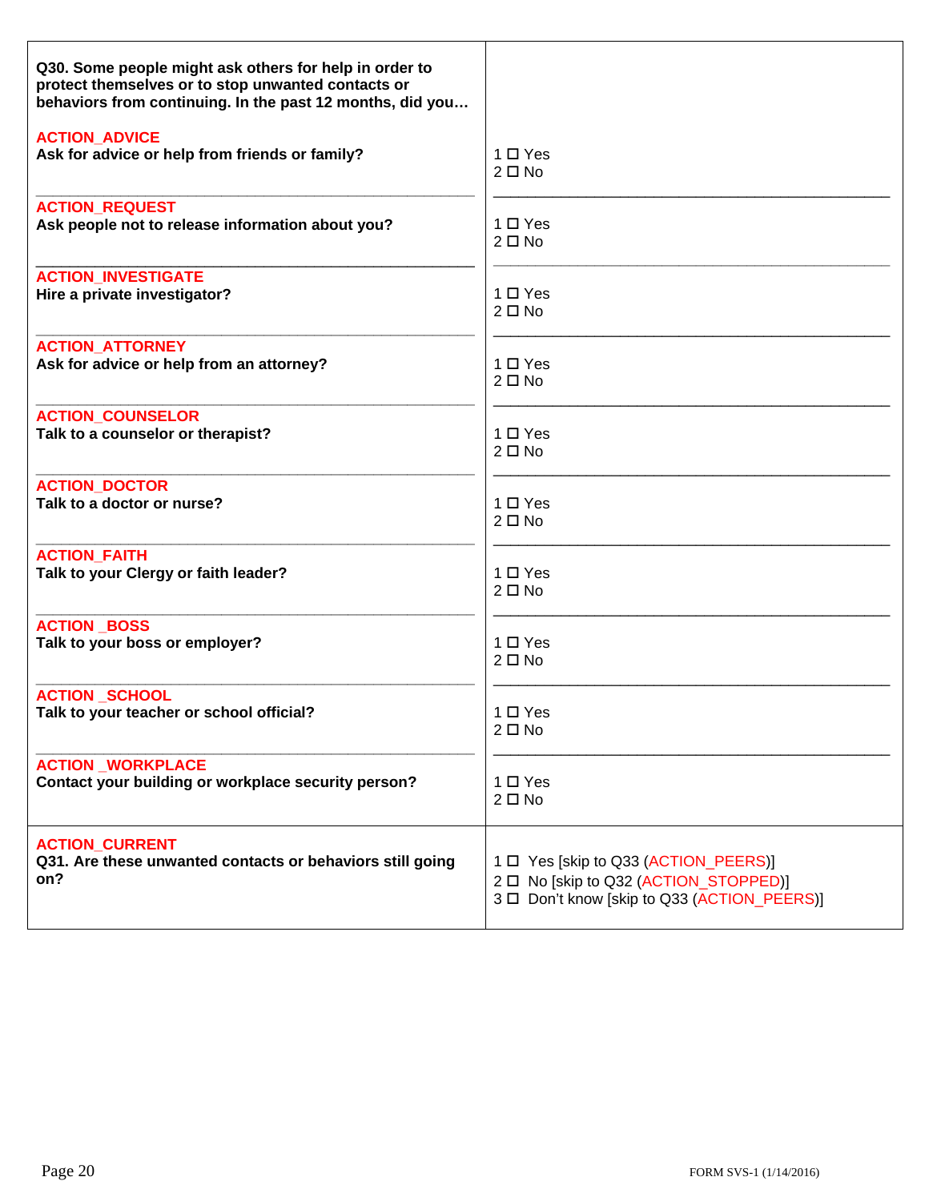| Question | Response |
|---|---|
| **Q30. Some people might ask others for help in order to protect themselves or to stop unwanted contacts or behaviors from continuing. In the past 12 months, did you…** | |
| ACTION_ADVICE<br>**Ask for advice or help from friends or family?** | 1 ☐ Yes<br>2 ☐ No |
| ACTION_REQUEST<br>**Ask people not to release information about you?** | 1 ☐ Yes<br>2 ☐ No |
| ACTION_INVESTIGATE<br>**Hire a private investigator?** | 1 ☐ Yes<br>2 ☐ No |
| ACTION_ATTORNEY<br>**Ask for advice or help from an attorney?** | 1 ☐ Yes<br>2 ☐ No |
| ACTION_COUNSELOR<br>**Talk to a counselor or therapist?** | 1 ☐ Yes<br>2 ☐ No |
| ACTION_DOCTOR<br>**Talk to a doctor or nurse?** | 1 ☐ Yes<br>2 ☐ No |
| ACTION_FAITH<br>**Talk to your Clergy or faith leader?** | 1 ☐ Yes<br>2 ☐ No |
| ACTION _BOSS<br>**Talk to your boss or employer?** | 1 ☐ Yes<br>2 ☐ No |
| ACTION _SCHOOL<br>**Talk to your teacher or school official?** | 1 ☐ Yes<br>2 ☐ No |
| ACTION _WORKPLACE<br>**Contact your building or workplace security person?** | 1 ☐ Yes<br>2 ☐ No |
| ACTION_CURRENT<br>**Q31. Are these unwanted contacts or behaviors still going on?** | 1 ☐ Yes [skip to Q33 (ACTION_PEERS)]<br>2 ☐ No [skip to Q32 (ACTION_STOPPED)]<br>3 ☐ Don't know [skip to Q33 (ACTION_PEERS)] |

FORM SVS-1 (1/14/2016)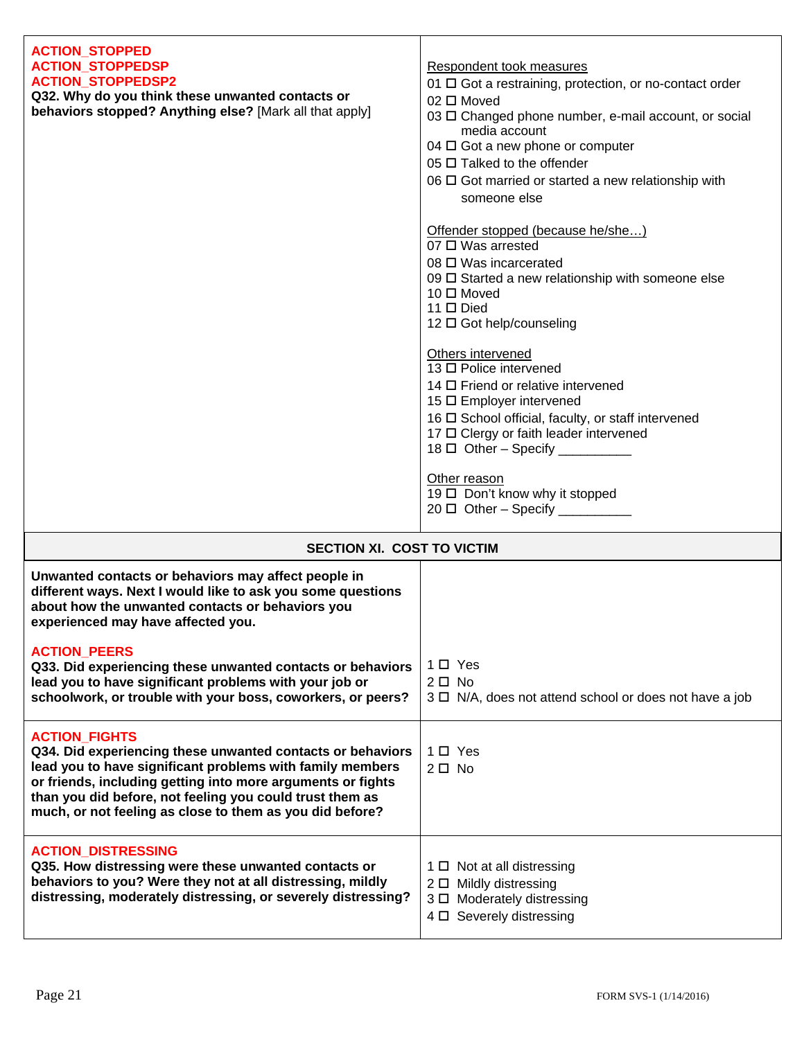| | |
|---|---|
| **ACTION_STOPPED**<br>**ACTION_STOPPEDSP**<br>**ACTION_STOPPEDSP2**<br>**Q32. Why do you think these unwanted contacts or behaviors stopped? Anything else?** [Mark all that apply] | Respondent took measures<br>01 ☐ Got a restraining, protection, or no-contact order<br>02 ☐ Moved<br>03 ☐ Changed phone number, e-mail account, or social media account<br>04 ☐ Got a new phone or computer<br>05 ☐ Talked to the offender<br>06 ☐ Got married or started a new relationship with someone else<br><br>Offender stopped (because he/she…)<br>07 ☐ Was arrested<br>08 ☐ Was incarcerated<br>09 ☐ Started a new relationship with someone else<br>10 ☐ Moved<br>11 ☐ Died<br>12 ☐ Got help/counseling<br><br>Others intervened<br>13 ☐ Police intervened<br>14 ☐ Friend or relative intervened<br>15 ☐ Employer intervened<br>16 ☐ School official, faculty, or staff intervened<br>17 ☐ Clergy or faith leader intervened<br>18 ☐ Other – Specify __________<br><br>Other reason<br>19 ☐ Don't know why it stopped<br>20 ☐ Other – Specify __________ |

## SECTION XI. COST TO VICTIM

| | |
|---|---|
| **Unwanted contacts or behaviors may affect people in different ways. Next I would like to ask you some questions about how the unwanted contacts or behaviors you experienced may have affected you.**<br><br>**ACTION_PEERS**<br>**Q33. Did experiencing these unwanted contacts or behaviors lead you to have significant problems with your job or schoolwork, or trouble with your boss, coworkers, or peers?** | 1 ☐ Yes<br>2 ☐ No<br>3 ☐ N/A, does not attend school or does not have a job |
| **ACTION_FIGHTS**<br>**Q34. Did experiencing these unwanted contacts or behaviors lead you to have significant problems with family members or friends, including getting into more arguments or fights than you did before, not feeling you could trust them as much, or not feeling as close to them as you did before?** | 1 ☐ Yes<br>2 ☐ No |
| **ACTION_DISTRESSING**<br>**Q35. How distressing were these unwanted contacts or behaviors to you? Were they not at all distressing, mildly distressing, moderately distressing, or severely distressing?** | 1 ☐ Not at all distressing<br>2 ☐ Mildly distressing<br>3 ☐ Moderately distressing<br>4 ☐ Severely distressing |

FORM SVS-1 (1/14/2016)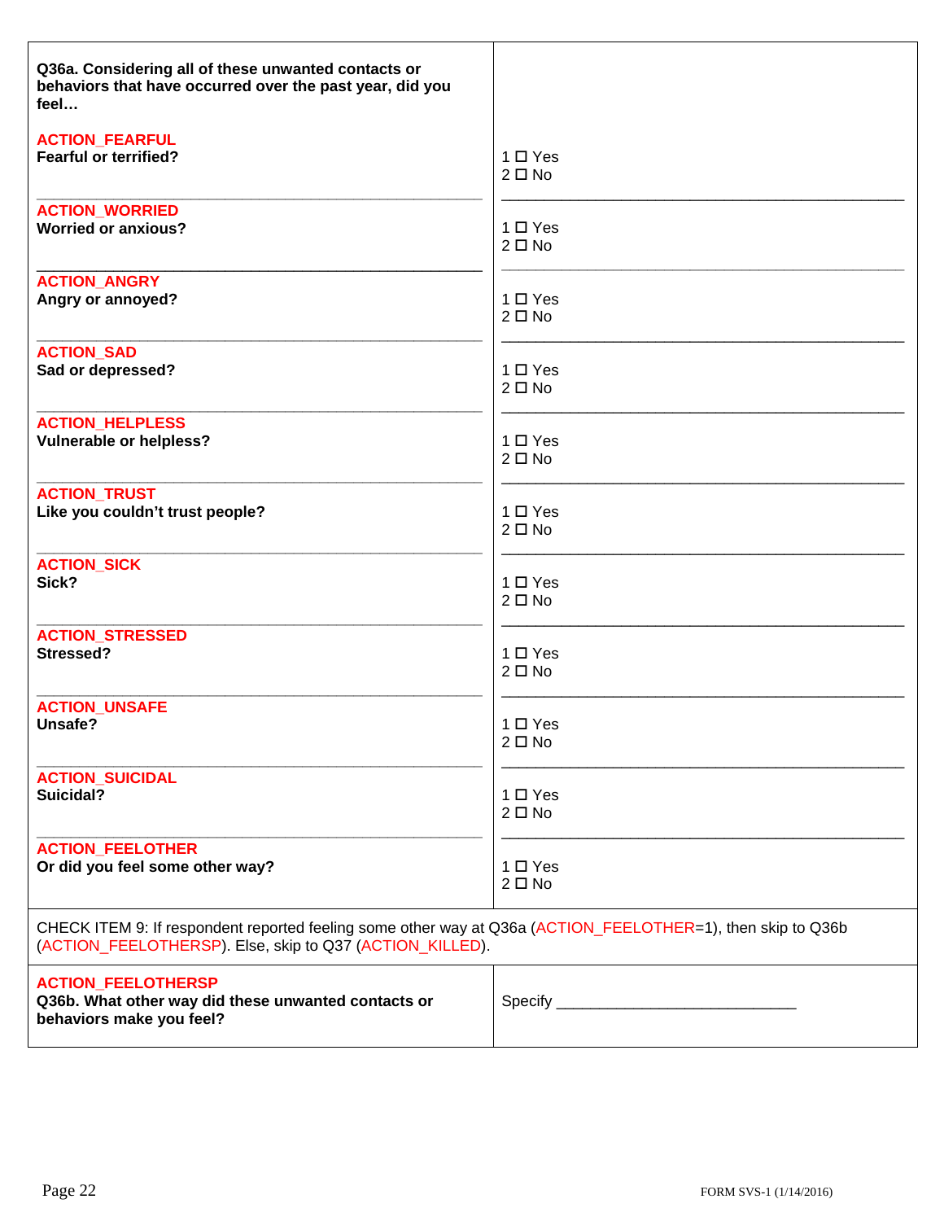| **Q36a. Considering all of these unwanted contacts or behaviors that have occurred over the past year, did you feel…** | |
|---|---|
| ACTION_FEARFUL<br>**Fearful or terrified?** | 1 ☐ Yes<br>2 ☐ No |
| ACTION_WORRIED<br>**Worried or anxious?** | 1 ☐ Yes<br>2 ☐ No |
| ACTION_ANGRY<br>**Angry or annoyed?** | 1 ☐ Yes<br>2 ☐ No |
| ACTION_SAD<br>**Sad or depressed?** | 1 ☐ Yes<br>2 ☐ No |
| ACTION_HELPLESS<br>**Vulnerable or helpless?** | 1 ☐ Yes<br>2 ☐ No |
| ACTION_TRUST<br>**Like you couldn't trust people?** | 1 ☐ Yes<br>2 ☐ No |
| ACTION_SICK<br>**Sick?** | 1 ☐ Yes<br>2 ☐ No |
| ACTION_STRESSED<br>**Stressed?** | 1 ☐ Yes<br>2 ☐ No |
| ACTION_UNSAFE<br>**Unsafe?** | 1 ☐ Yes<br>2 ☐ No |
| ACTION_SUICIDAL<br>**Suicidal?** | 1 ☐ Yes<br>2 ☐ No |
| ACTION_FEELOTHER<br>**Or did you feel some other way?** | 1 ☐ Yes<br>2 ☐ No |
| CHECK ITEM 9: If respondent reported feeling some other way at Q36a (ACTION_FEELOTHER=1), then skip to Q36b (ACTION_FEELOTHERSP). Else, skip to Q37 (ACTION_KILLED). | |
| ACTION_FEELOTHERSP<br>**Q36b. What other way did these unwanted contacts or behaviors make you feel?** | Specify ___________________________ |

FORM SVS-1 (1/14/2016)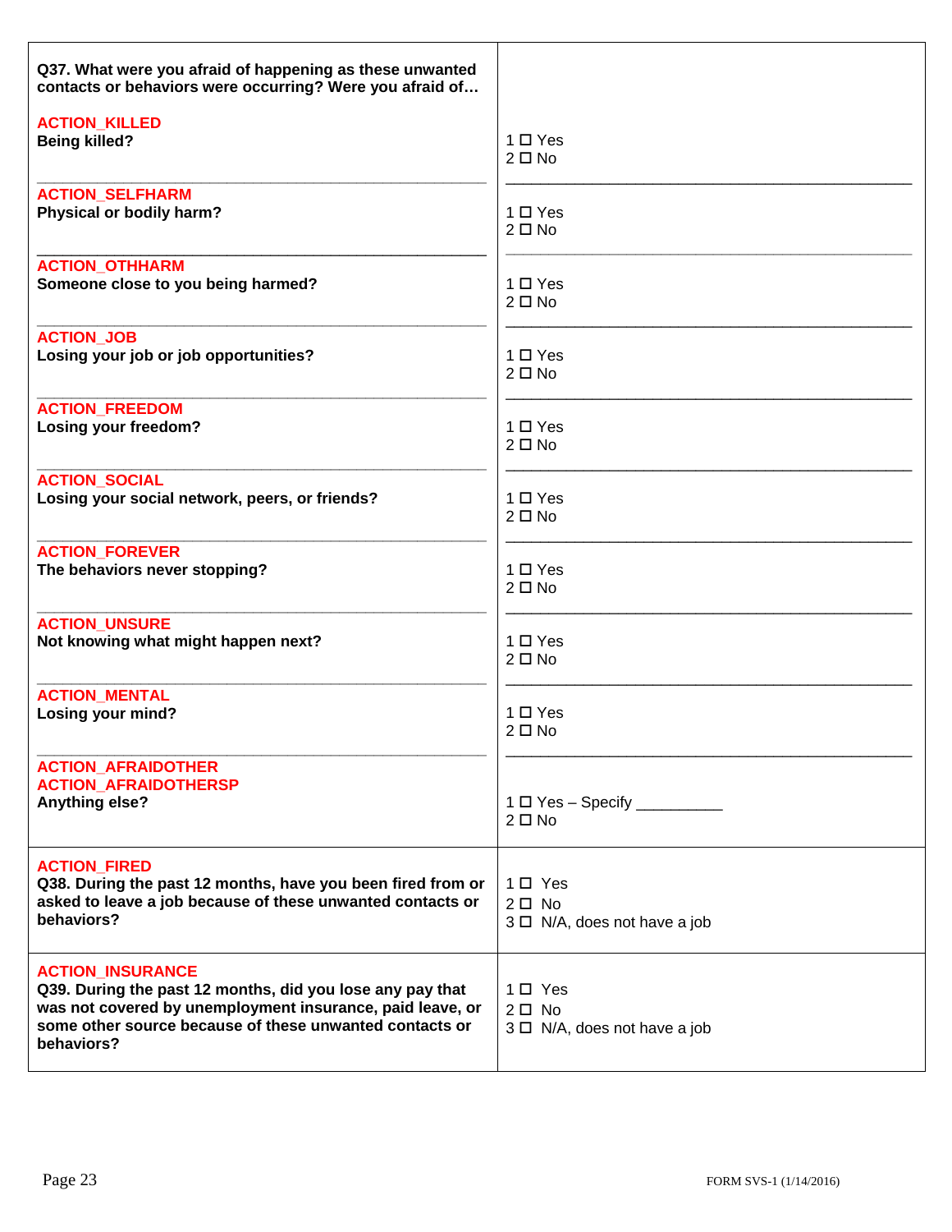| Question | Response |
|---|---|
| **Q37. What were you afraid of happening as these unwanted contacts or behaviors were occurring? Were you afraid of…** | |
| ACTION_KILLED<br>**Being killed?** | 1 ☐ Yes<br>2 ☐ No |
| ACTION_SELFHARM<br>**Physical or bodily harm?** | 1 ☐ Yes<br>2 ☐ No |
| ACTION_OTHHARM<br>**Someone close to you being harmed?** | 1 ☐ Yes<br>2 ☐ No |
| ACTION_JOB<br>**Losing your job or job opportunities?** | 1 ☐ Yes<br>2 ☐ No |
| ACTION_FREEDOM<br>**Losing your freedom?** | 1 ☐ Yes<br>2 ☐ No |
| ACTION_SOCIAL<br>**Losing your social network, peers, or friends?** | 1 ☐ Yes<br>2 ☐ No |
| ACTION_FOREVER<br>**The behaviors never stopping?** | 1 ☐ Yes<br>2 ☐ No |
| ACTION_UNSURE<br>**Not knowing what might happen next?** | 1 ☐ Yes<br>2 ☐ No |
| ACTION_MENTAL<br>**Losing your mind?** | 1 ☐ Yes<br>2 ☐ No |
| ACTION_AFRAIDOTHER<br>ACTION_AFRAIDOTHERSP<br>**Anything else?** | 1 ☐ Yes – Specify __________<br>2 ☐ No |
| ACTION_FIRED<br>**Q38. During the past 12 months, have you been fired from or asked to leave a job because of these unwanted contacts or behaviors?** | 1 ☐ Yes<br>2 ☐ No<br>3 ☐ N/A, does not have a job |
| ACTION_INSURANCE<br>**Q39. During the past 12 months, did you lose any pay that was not covered by unemployment insurance, paid leave, or some other source because of these unwanted contacts or behaviors?** | 1 ☐ Yes<br>2 ☐ No<br>3 ☐ N/A, does not have a job |

FORM SVS-1 (1/14/2016)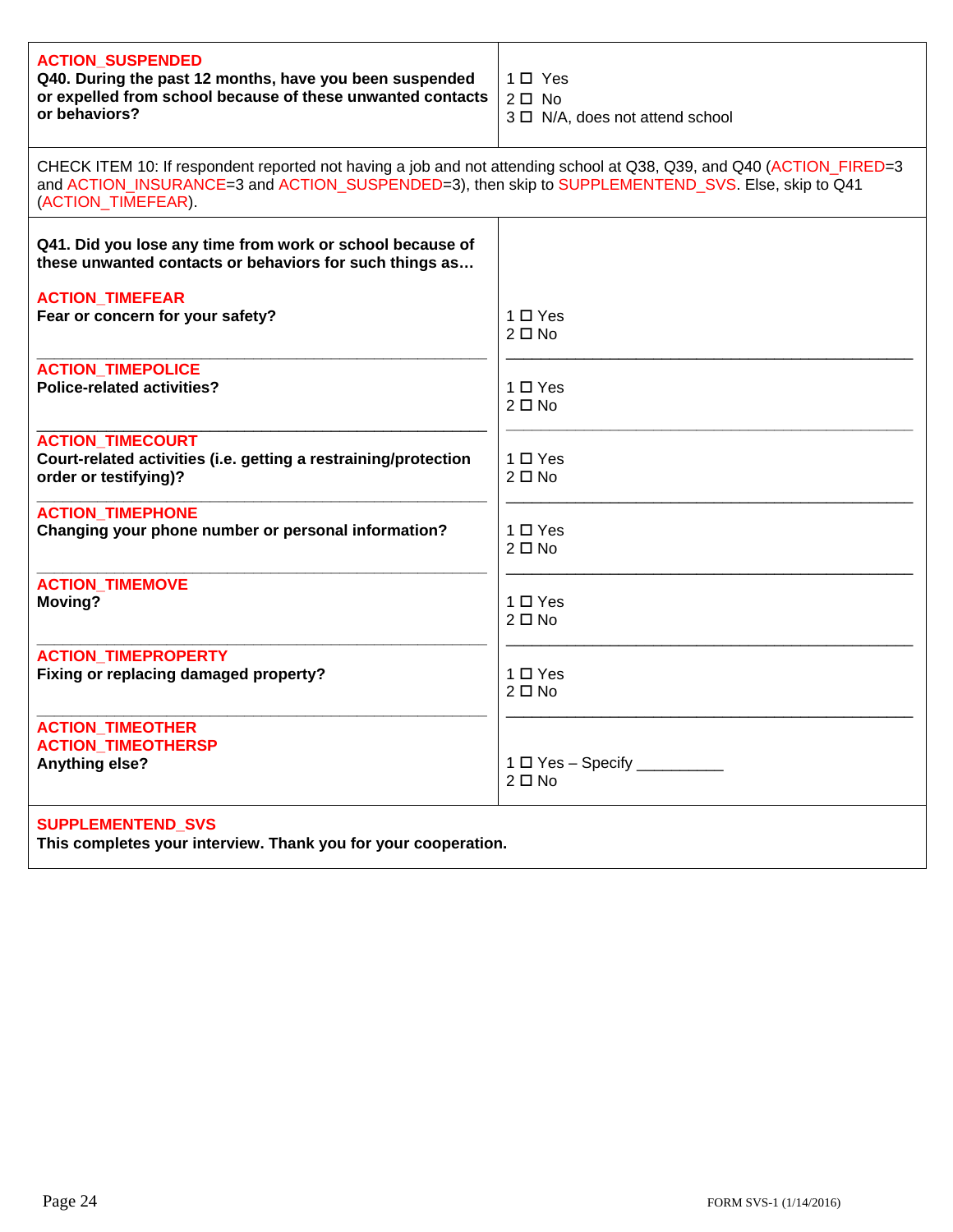| | |
|---|---|
| **ACTION_SUSPENDED**<br>**Q40. During the past 12 months, have you been suspended or expelled from school because of these unwanted contacts or behaviors?** | 1 ☐ Yes<br>2 ☐ No<br>3 ☐ N/A, does not attend school |

CHECK ITEM 10: If respondent reported not having a job and not attending school at Q38, Q39, and Q40 (ACTION_FIRED=3 and ACTION_INSURANCE=3 and ACTION_SUSPENDED=3), then skip to SUPPLEMENTEND_SVS. Else, skip to Q41 (ACTION_TIMEFEAR).

| | |
|---|---|
| **Q41. Did you lose any time from work or school because of these unwanted contacts or behaviors for such things as…** | |
| **ACTION_TIMEFEAR**<br>**Fear or concern for your safety?** | 1 ☐ Yes<br>2 ☐ No |
| **ACTION_TIMEPOLICE**<br>**Police-related activities?** | 1 ☐ Yes<br>2 ☐ No |
| **ACTION_TIMECOURT**<br>**Court-related activities (i.e. getting a restraining/protection order or testifying)?** | 1 ☐ Yes<br>2 ☐ No |
| **ACTION_TIMEPHONE**<br>**Changing your phone number or personal information?** | 1 ☐ Yes<br>2 ☐ No |
| **ACTION_TIMEMOVE**<br>**Moving?** | 1 ☐ Yes<br>2 ☐ No |
| **ACTION_TIMEPROPERTY**<br>**Fixing or replacing damaged property?** | 1 ☐ Yes<br>2 ☐ No |
| **ACTION_TIMEOTHER**<br>**ACTION_TIMEOTHERSP**<br>**Anything else?** | 1 ☐ Yes – Specify __________<br>2 ☐ No |

**SUPPLEMENTEND_SVS**
**This completes your interview. Thank you for your cooperation.**

FORM SVS-1 (1/14/2016)